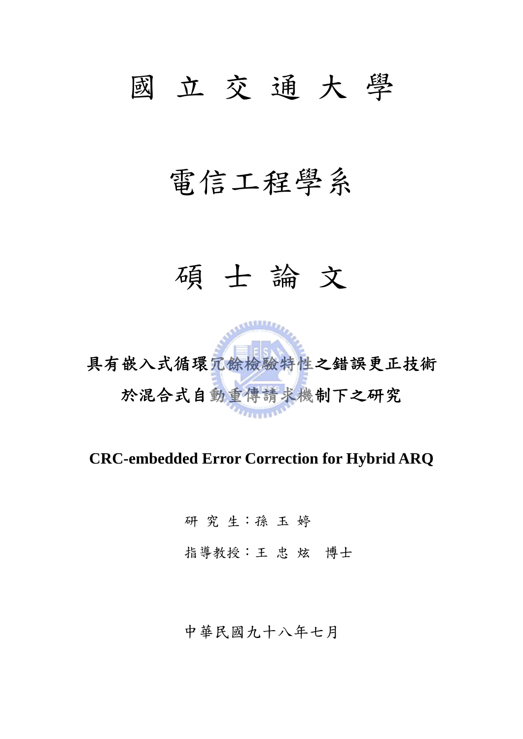# 國 立 交 通 大 學

## 電信工程學系

## 碩 士 論 文

**具有嵌入式循環冗餘檢驗特性之錯誤更正技術**

**於混合式自動重傳請求機制下之研究**

**CRC-embedded Error Correction for Hybrid ARQ**

研 究 生：孫 玉 婷

指導教授：王 忠 炫　博士

中華民國九十八年七月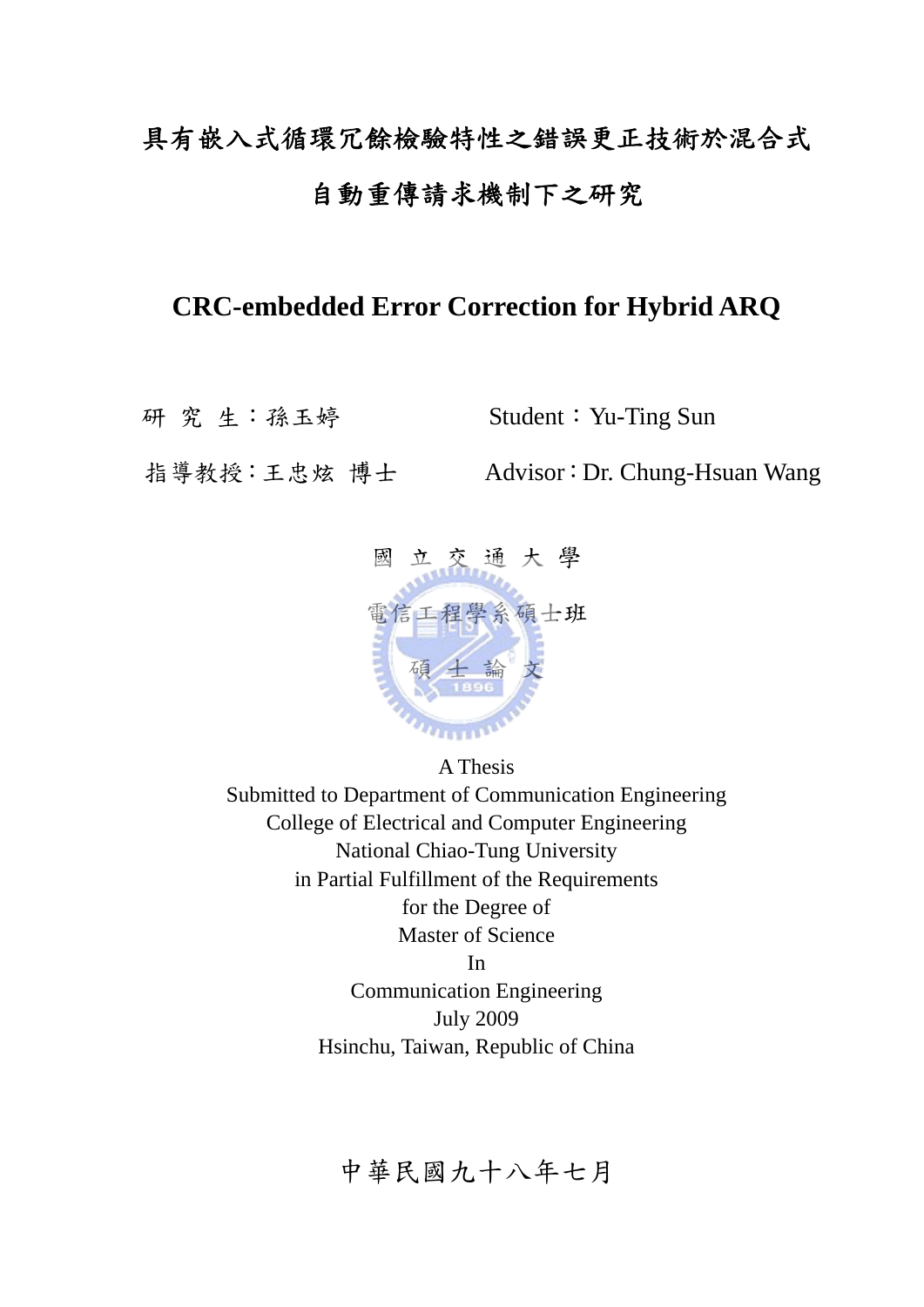# 具有嵌入式循環冗餘檢驗特性之錯誤更正技術於混合式自動重傳請求機制下之研究

# CRC-embedded Error Correction for Hybrid ARQ

研 究 生：孫玉婷　　　　Student：Yu-Ting Sun

指導教授：王忠炫 博士　　Advisor：Dr. Chung-Hsuan Wang

國 立 交 通 大 學

電信工程學系碩士班

碩 士 論 文

A Thesis
Submitted to Department of Communication Engineering
College of Electrical and Computer Engineering
National Chiao-Tung University
in Partial Fulfillment of the Requirements
for the Degree of
Master of Science
In
Communication Engineering
July 2009
Hsinchu, Taiwan, Republic of China

中華民國九十八年七月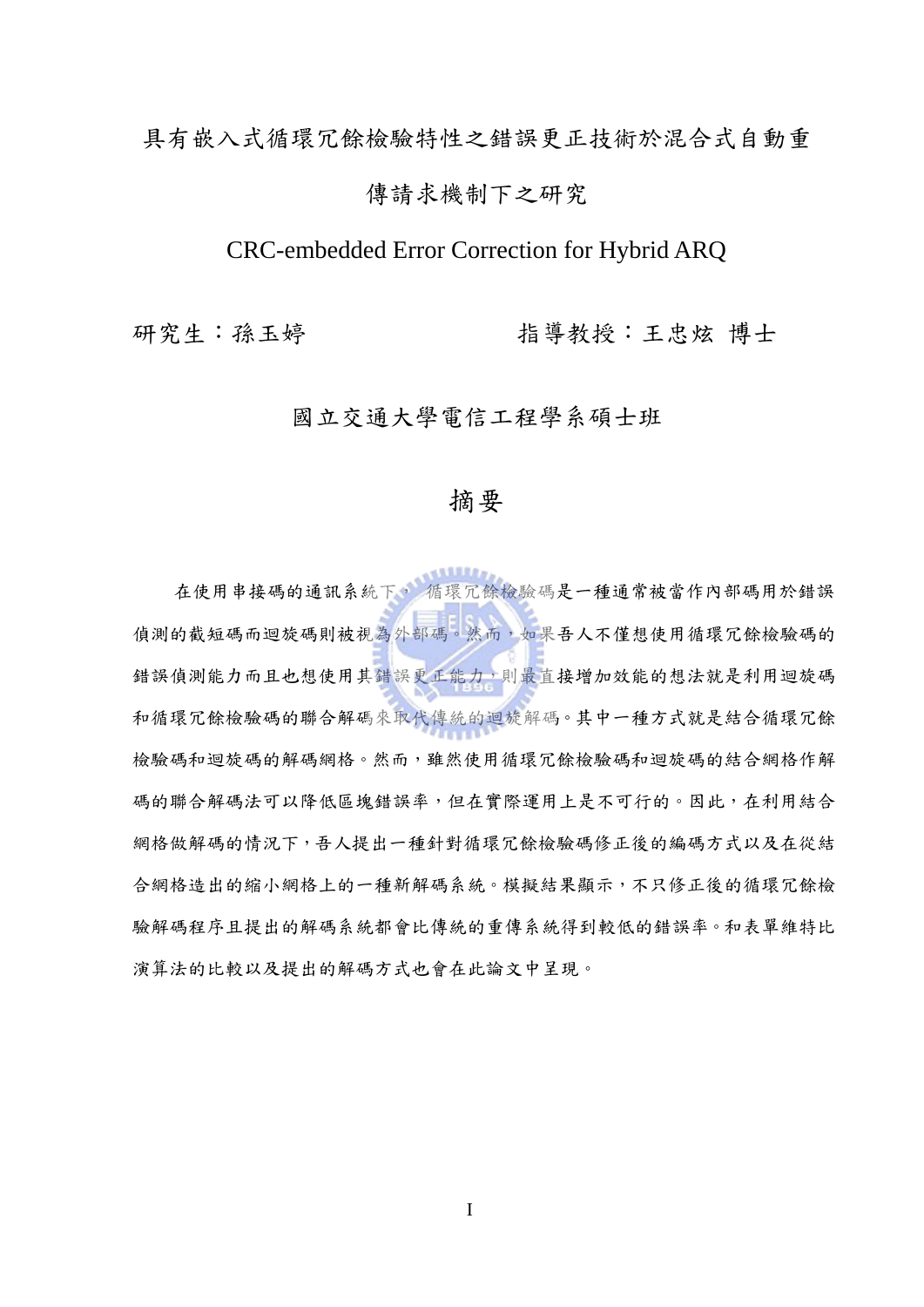具有嵌入式循環冗餘檢驗特性之錯誤更正技術於混合式自動重傳請求機制下之研究

CRC-embedded Error Correction for Hybrid ARQ

研究生：孫玉婷　　　　　　　　　指導教授：王忠炫 博士

國立交通大學電信工程學系碩士班

# 摘要

在使用串接碼的通訊系統下， 循環冗餘檢驗碼是一種通常被當作內部碼用於錯誤偵測的截短碼而迴旋碼則被視為外部碼。然而，如果吾人不僅想使用循環冗餘檢驗碼的錯誤偵測能力而且也想使用其錯誤更正能力，則最直接增加效能的想法就是利用迴旋碼和循環冗餘檢驗碼的聯合解碼來取代傳統的迴旋解碼。其中一種方式就是結合循環冗餘檢驗碼和迴旋碼的解碼網格。然而，雖然使用循環冗餘檢驗碼和迴旋碼的結合網格作解碼的聯合解碼法可以降低區塊錯誤率，但在實際運用上是不可行的。因此，在利用結合網格做解碼的情況下，吾人提出一種針對循環冗餘檢驗碼修正後的編碼方式以及在從結合網格造出的縮小網格上的一種新解碼系統。模擬結果顯示，不只修正後的循環冗餘檢驗解碼程序且提出的解碼系統都會比傳統的重傳系統得到較低的錯誤率。和表單維特比演算法的比較以及提出的解碼方式也會在此論文中呈現。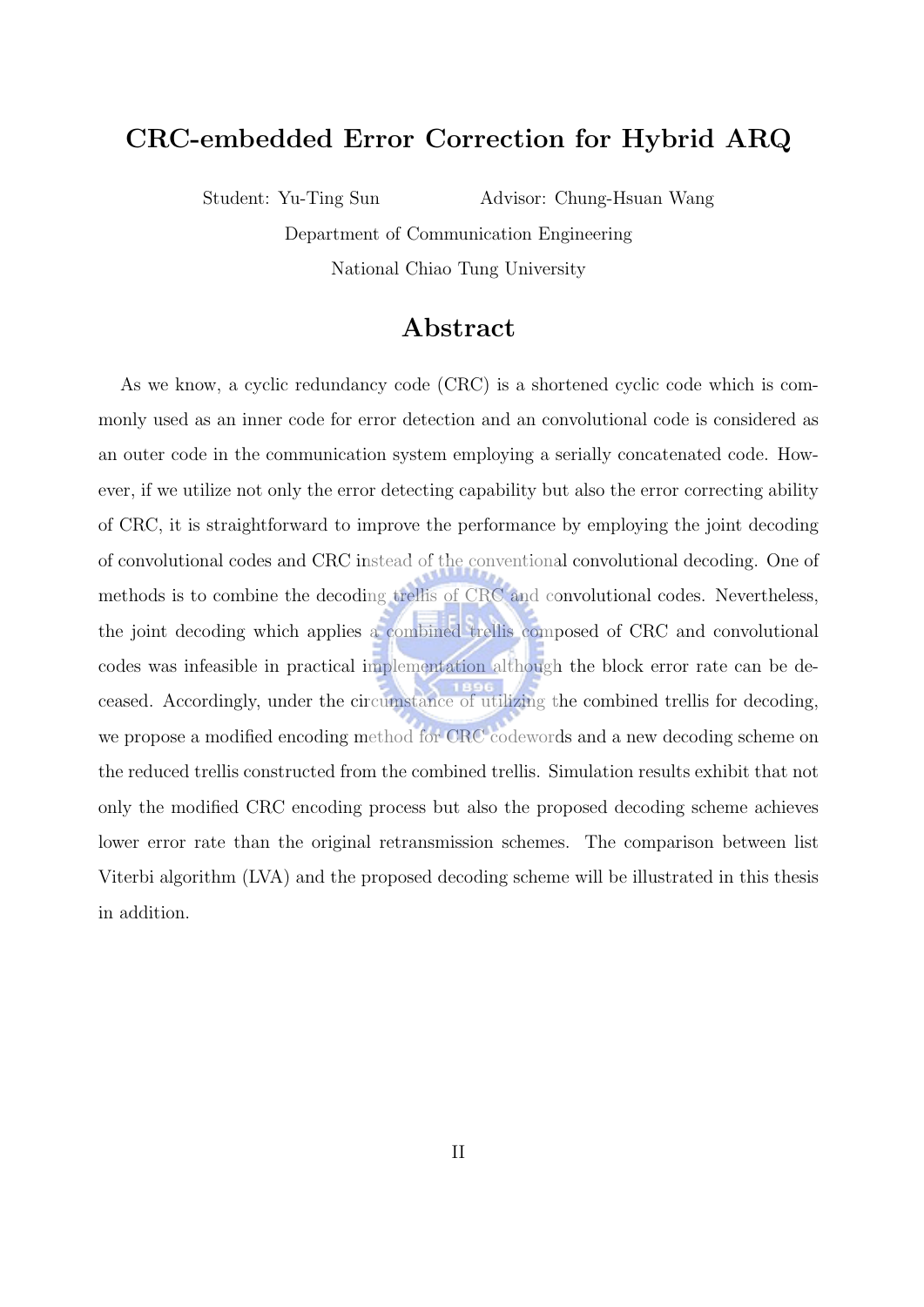# CRC-embedded Error Correction for Hybrid ARQ

Student: Yu-Ting Sun Advisor: Chung-Hsuan Wang

Department of Communication Engineering

National Chiao Tung University

## Abstract

As we know, a cyclic redundancy code (CRC) is a shortened cyclic code which is commonly used as an inner code for error detection and an convolutional code is considered as an outer code in the communication system employing a serially concatenated code. However, if we utilize not only the error detecting capability but also the error correcting ability of CRC, it is straightforward to improve the performance by employing the joint decoding of convolutional codes and CRC instead of the conventional convolutional decoding. One of methods is to combine the decoding trellis of CRC and convolutional codes. Nevertheless, the joint decoding which applies a combined trellis composed of CRC and convolutional codes was infeasible in practical implementation although the block error rate can be deceased. Accordingly, under the circumstance of utilizing the combined trellis for decoding, we propose a modified encoding method for CRC codewords and a new decoding scheme on the reduced trellis constructed from the combined trellis. Simulation results exhibit that not only the modified CRC encoding process but also the proposed decoding scheme achieves lower error rate than the original retransmission schemes. The comparison between list Viterbi algorithm (LVA) and the proposed decoding scheme will be illustrated in this thesis in addition.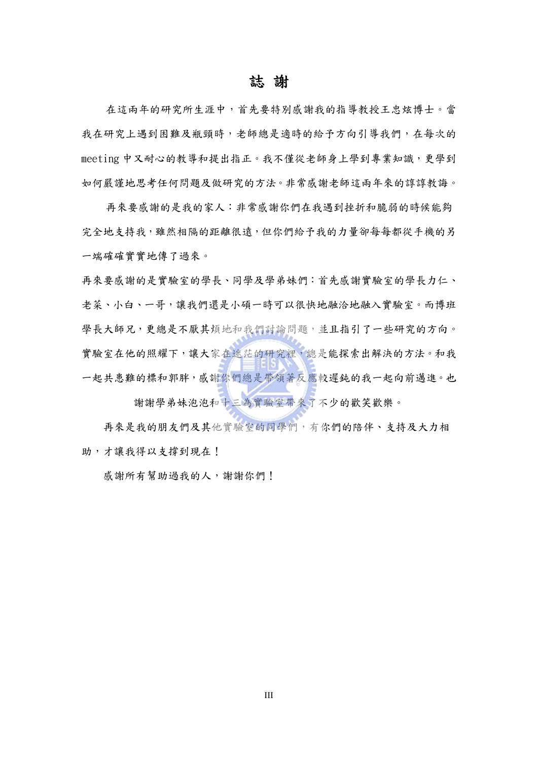# 誌 謝

在這兩年的研究所生涯中，首先要特別感謝我的指導教授王忠炫博士。當我在研究上遇到困難及瓶頸時，老師總是適時的給予方向引導我們，在每次的meeting中又耐心的教導和提出指正。我不僅從老師身上學到專業知識，更學到如何嚴謹地思考任何問題及做研究的方法。非常感謝老師這兩年來的諄諄教誨。

再來要感謝的是我的家人：非常感謝你們在我遇到挫折和脆弱的時候能夠完全地支持我，雖然相隔的距離很遠，但你們給予我的力量卻每每都從手機的另一端確確實實地傳了過來。

再來要感謝的是實驗室的學長、同學及學弟妹們：首先感謝實驗室的學長力仁、老菜、小白、一哥，讓我們還是小碩一時可以很快地融洽地融入實驗室。而博班學長大師兄，更總是不厭其煩地和我們討論問題，並且指引了一些研究的方向。實驗室在他的照耀下，讓大家在迷茫的研究裡，總是能探索出解決的方法。和我一起共患難的標和郭胖，感謝你們總是帶領著反應較遲鈍的我一起向前邁進。也謝謝學弟妹泡泡和十三為實驗室帶來了不少的歡笑歡樂。

再來是我的朋友們及其他實驗室的同學們，有你們的陪伴、支持及大力相助，才讓我得以支撐到現在！

感謝所有幫助過我的人，謝謝你們！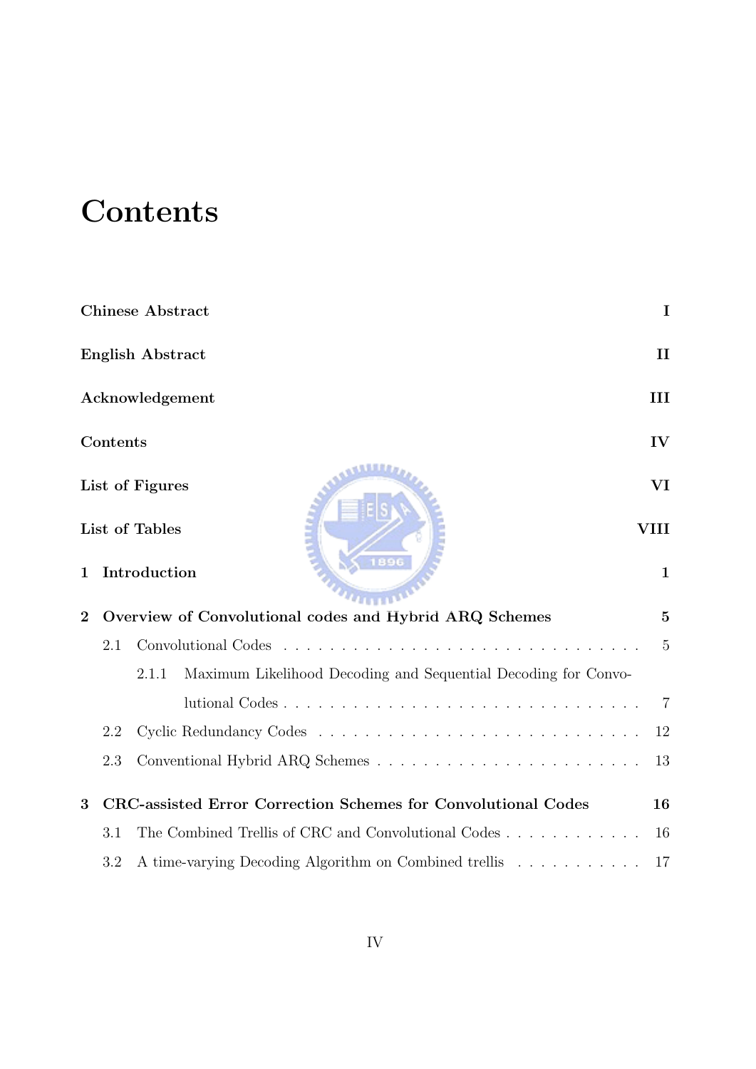# Contents

**Chinese Abstract** **I**

**English Abstract** **II**

**Acknowledgement** **III**

**Contents** **IV**

**List of Figures** **VI**

**List of Tables** **VIII**

**1 Introduction** **1**

**2 Overview of Convolutional codes and Hybrid ARQ Schemes** **5**

- 2.1 Convolutional Codes . . . . . . . . . . . . . . . . . . . . . . . . . . . . . . . . 5
  - 2.1.1 Maximum Likelihood Decoding and Sequential Decoding for Convolutional Codes . . . . . . . . . . . . . . . . . . . . . . . . . . . . . . . . 7
- 2.2 Cyclic Redundancy Codes . . . . . . . . . . . . . . . . . . . . . . . . . . . . 12
- 2.3 Conventional Hybrid ARQ Schemes . . . . . . . . . . . . . . . . . . . . . . 13

**3 CRC-assisted Error Correction Schemes for Convolutional Codes** **16**

- 3.1 The Combined Trellis of CRC and Convolutional Codes . . . . . . . . . . . . 16
- 3.2 A time-varying Decoding Algorithm on Combined trellis . . . . . . . . . . . 17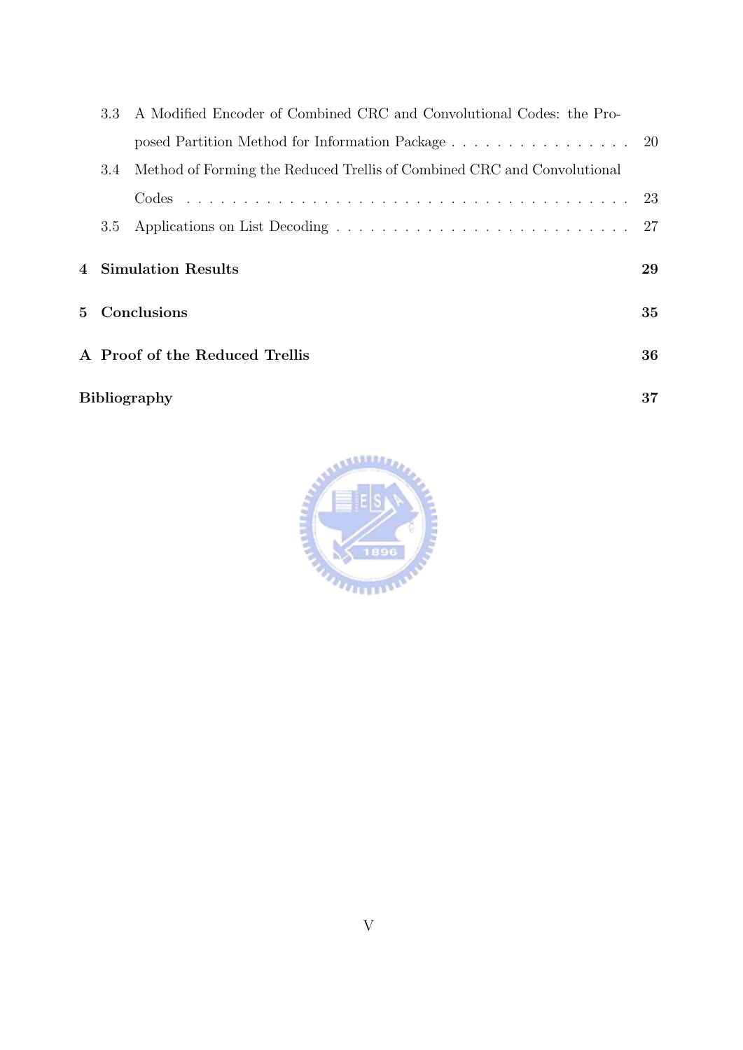3.3 A Modified Encoder of Combined CRC and Convolutional Codes: the Proposed Partition Method for Information Package . . . . . . . . . . . . . . . . 20

3.4 Method of Forming the Reduced Trellis of Combined CRC and Convolutional Codes . . . . . . . . . . . . . . . . . . . . . . . . . . . . . . . . . . . . 23

3.5 Applications on List Decoding . . . . . . . . . . . . . . . . . . . . . . . . . 27

**4 Simulation Results** **29**

**5 Conclusions** **35**

**A Proof of the Reduced Trellis** **36**

**Bibliography** **37**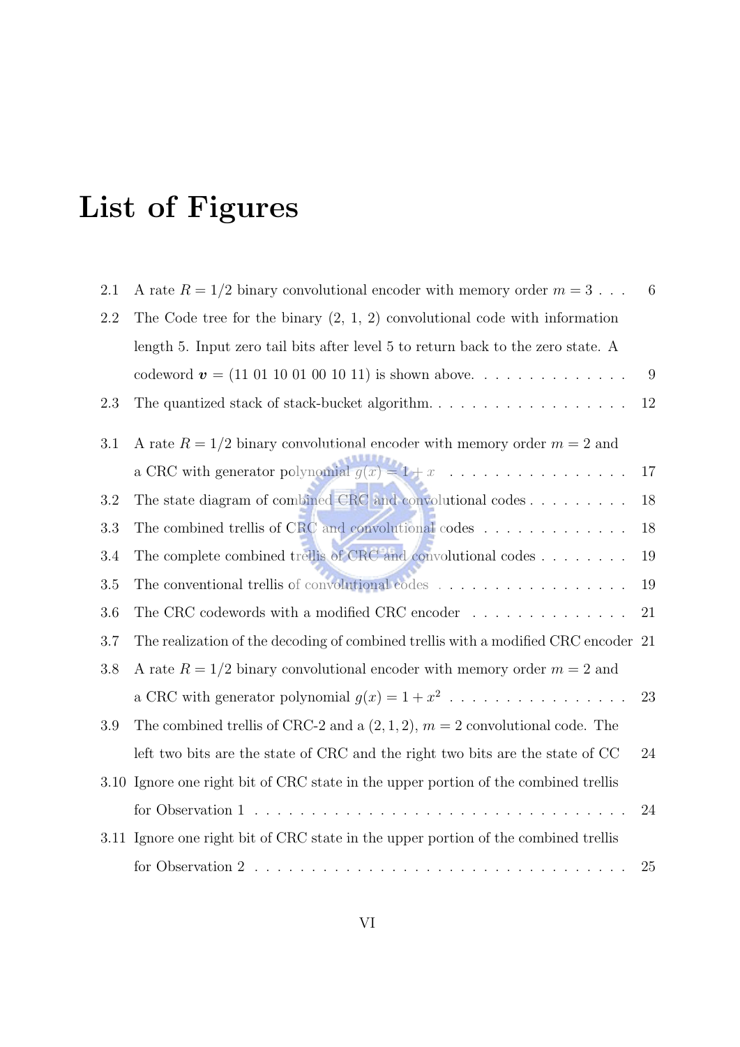# List of Figures

2.1 A rate $R = 1/2$ binary convolutional encoder with memory order $m = 3$ . . . 6

2.2 The Code tree for the binary (2, 1, 2) convolutional code with information length 5. Input zero tail bits after level 5 to return back to the zero state. A codeword $\boldsymbol{v} = (11\ 01\ 10\ 01\ 00\ 10\ 11)$ is shown above. . . . . . . . . . . . . . 9

2.3 The quantized stack of stack-bucket algorithm. . . . . . . . . . . . . . . . . . 12

3.1 A rate $R = 1/2$ binary convolutional encoder with memory order $m = 2$ and a CRC with generator polynomial $g(x) = 1 + x$ . . . . . . . . . . . . . . . . 17

3.2 The state diagram of combined CRC and convolutional codes . . . . . . . . . 18

3.3 The combined trellis of CRC and convolutional codes . . . . . . . . . . . . . 18

3.4 The complete combined trellis of CRC and convolutional codes . . . . . . . . 19

3.5 The conventional trellis of convolutional codes . . . . . . . . . . . . . . . . . 19

3.6 The CRC codewords with a modified CRC encoder . . . . . . . . . . . . . . 21

3.7 The realization of the decoding of combined trellis with a modified CRC encoder 21

3.8 A rate $R = 1/2$ binary convolutional encoder with memory order $m = 2$ and a CRC with generator polynomial $g(x) = 1 + x^2$ . . . . . . . . . . . . . . . . 23

3.9 The combined trellis of CRC-2 and a $(2, 1, 2)$, $m = 2$ convolutional code. The left two bits are the state of CRC and the right two bits are the state of CC 24

3.10 Ignore one right bit of CRC state in the upper portion of the combined trellis for Observation 1 . . . . . . . . . . . . . . . . . . . . . . . . . . . . . . . . . 24

3.11 Ignore one right bit of CRC state in the upper portion of the combined trellis for Observation 2 . . . . . . . . . . . . . . . . . . . . . . . . . . . . . . . . . 25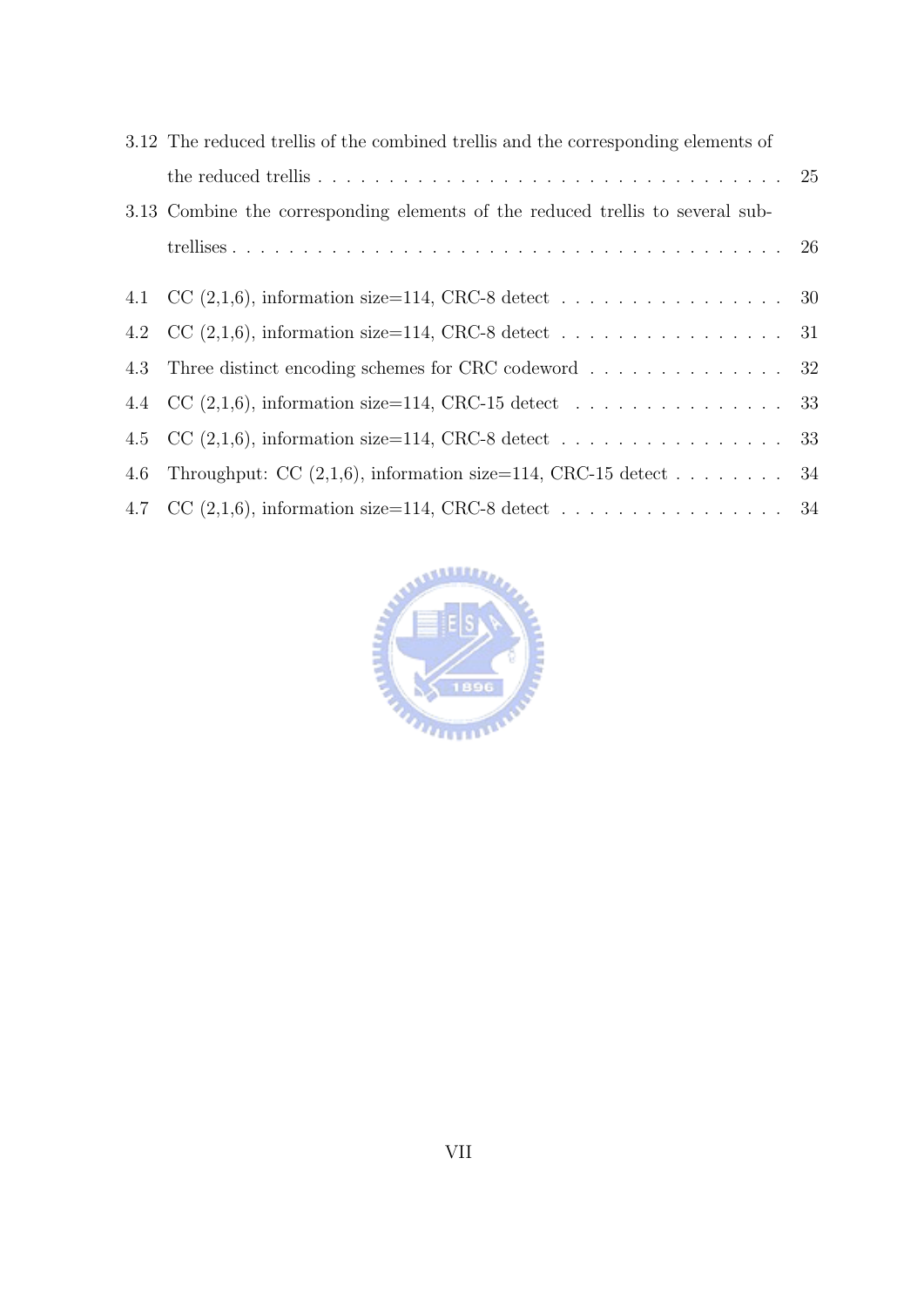3.12 The reduced trellis of the combined trellis and the corresponding elements of the reduced trellis . . . . . . . . . . . . . . . . . . . . . . . . . . . . . . . . . 25

3.13 Combine the corresponding elements of the reduced trellis to several sub-trellises . . . . . . . . . . . . . . . . . . . . . . . . . . . . . . . . . . . . . . 26

4.1 CC (2,1,6), information size=114, CRC-8 detect . . . . . . . . . . . . . . . . 30

4.2 CC (2,1,6), information size=114, CRC-8 detect . . . . . . . . . . . . . . . . 31

4.3 Three distinct encoding schemes for CRC codeword . . . . . . . . . . . . . . 32

4.4 CC (2,1,6), information size=114, CRC-15 detect . . . . . . . . . . . . . . . 33

4.5 CC (2,1,6), information size=114, CRC-8 detect . . . . . . . . . . . . . . . . 33

4.6 Throughput: CC (2,1,6), information size=114, CRC-15 detect . . . . . . . . 34

4.7 CC (2,1,6), information size=114, CRC-8 detect . . . . . . . . . . . . . . . . 34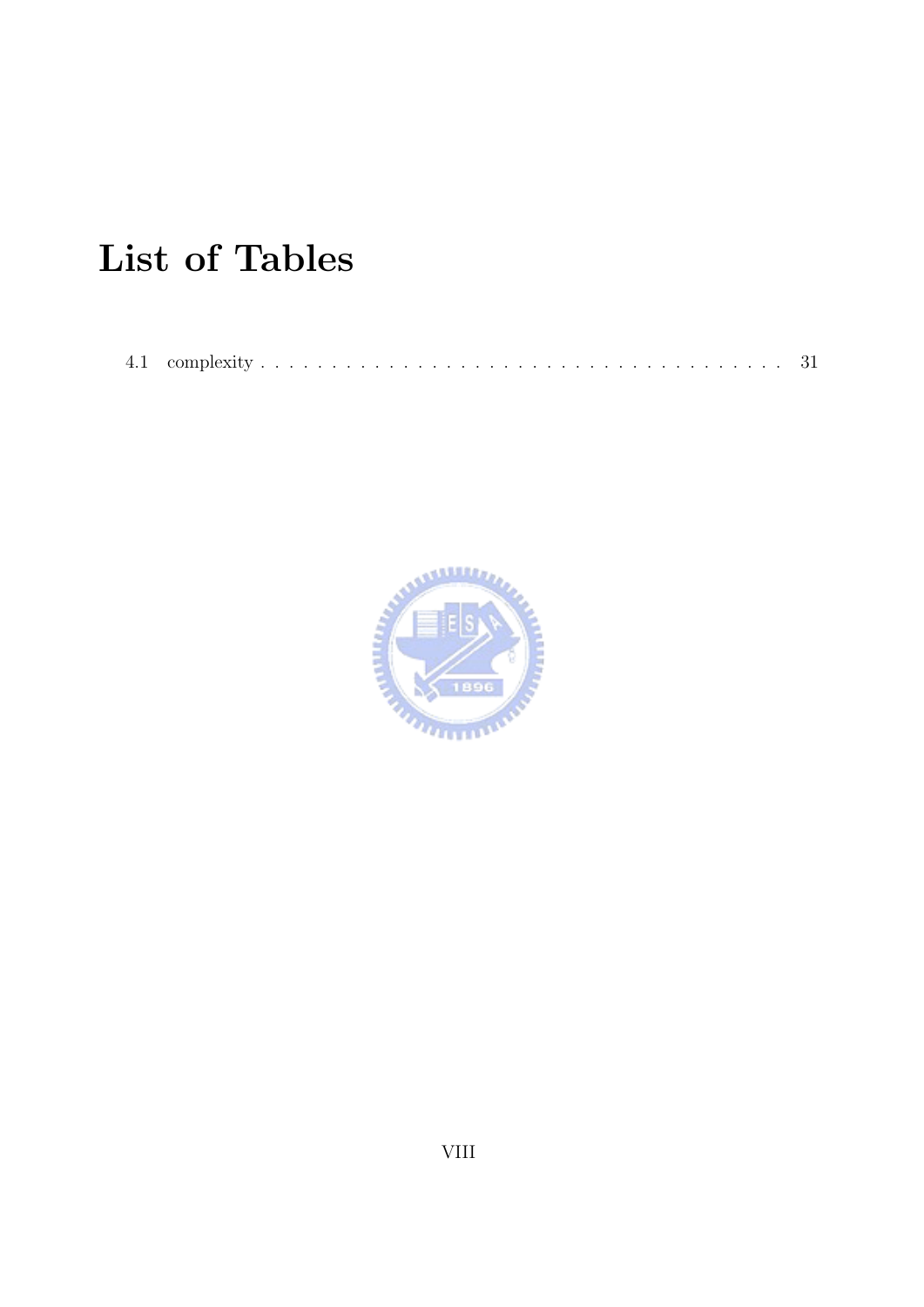# List of Tables

4.1 complexity . . . . . . . . . . . . . . . . . . . . . . . . . . . . . . . . . . . . . . 31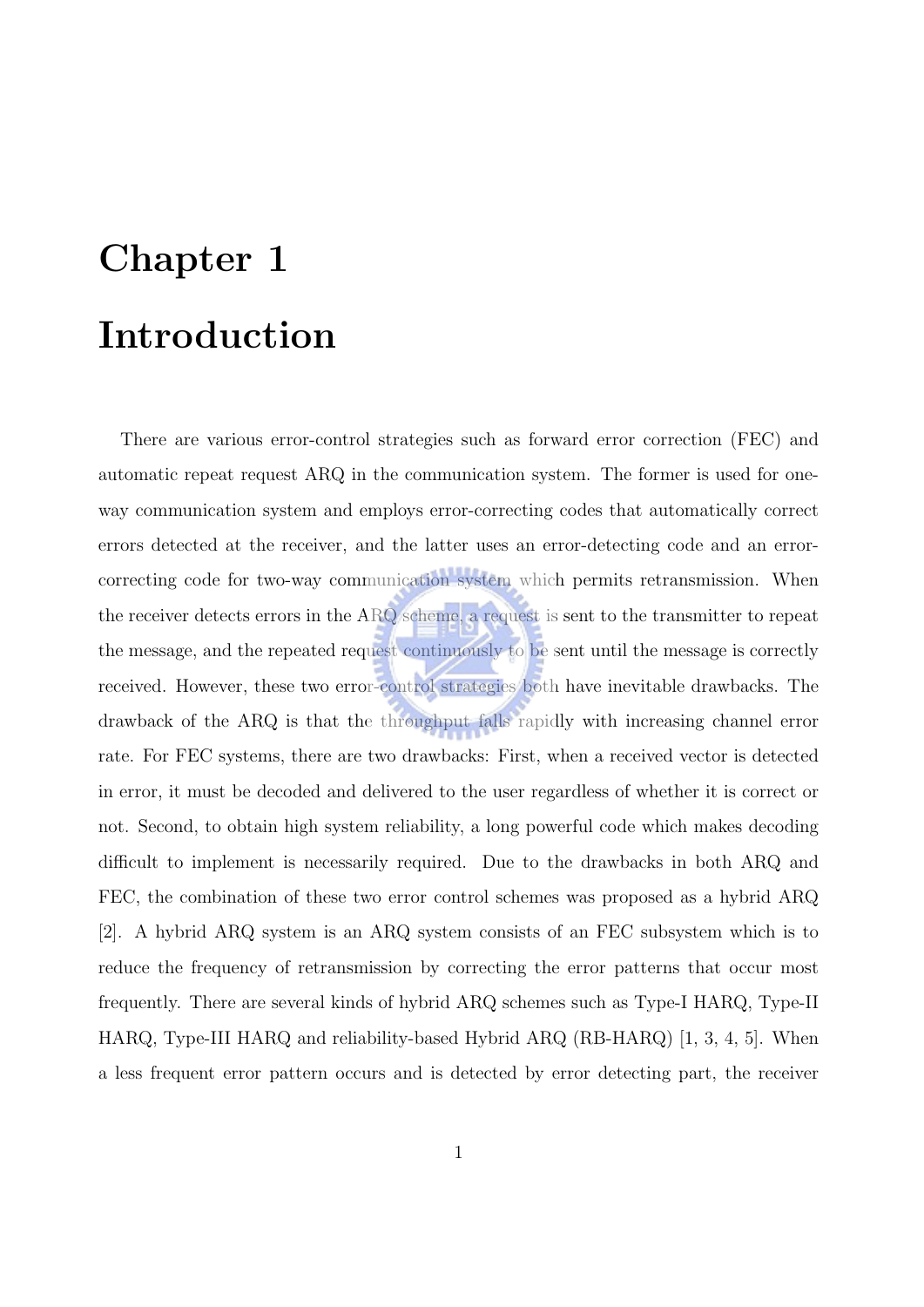# Chapter 1

# Introduction

There are various error-control strategies such as forward error correction (FEC) and automatic repeat request ARQ in the communication system. The former is used for one-way communication system and employs error-correcting codes that automatically correct errors detected at the receiver, and the latter uses an error-detecting code and an error-correcting code for two-way communication system which permits retransmission. When the receiver detects errors in the ARQ scheme, a request is sent to the transmitter to repeat the message, and the repeated request continuously to be sent until the message is correctly received. However, these two error-control strategies both have inevitable drawbacks. The drawback of the ARQ is that the throughput falls rapidly with increasing channel error rate. For FEC systems, there are two drawbacks: First, when a received vector is detected in error, it must be decoded and delivered to the user regardless of whether it is correct or not. Second, to obtain high system reliability, a long powerful code which makes decoding difficult to implement is necessarily required. Due to the drawbacks in both ARQ and FEC, the combination of these two error control schemes was proposed as a hybrid ARQ [2]. A hybrid ARQ system is an ARQ system consists of an FEC subsystem which is to reduce the frequency of retransmission by correcting the error patterns that occur most frequently. There are several kinds of hybrid ARQ schemes such as Type-I HARQ, Type-II HARQ, Type-III HARQ and reliability-based Hybrid ARQ (RB-HARQ) [1, 3, 4, 5]. When a less frequent error pattern occurs and is detected by error detecting part, the receiver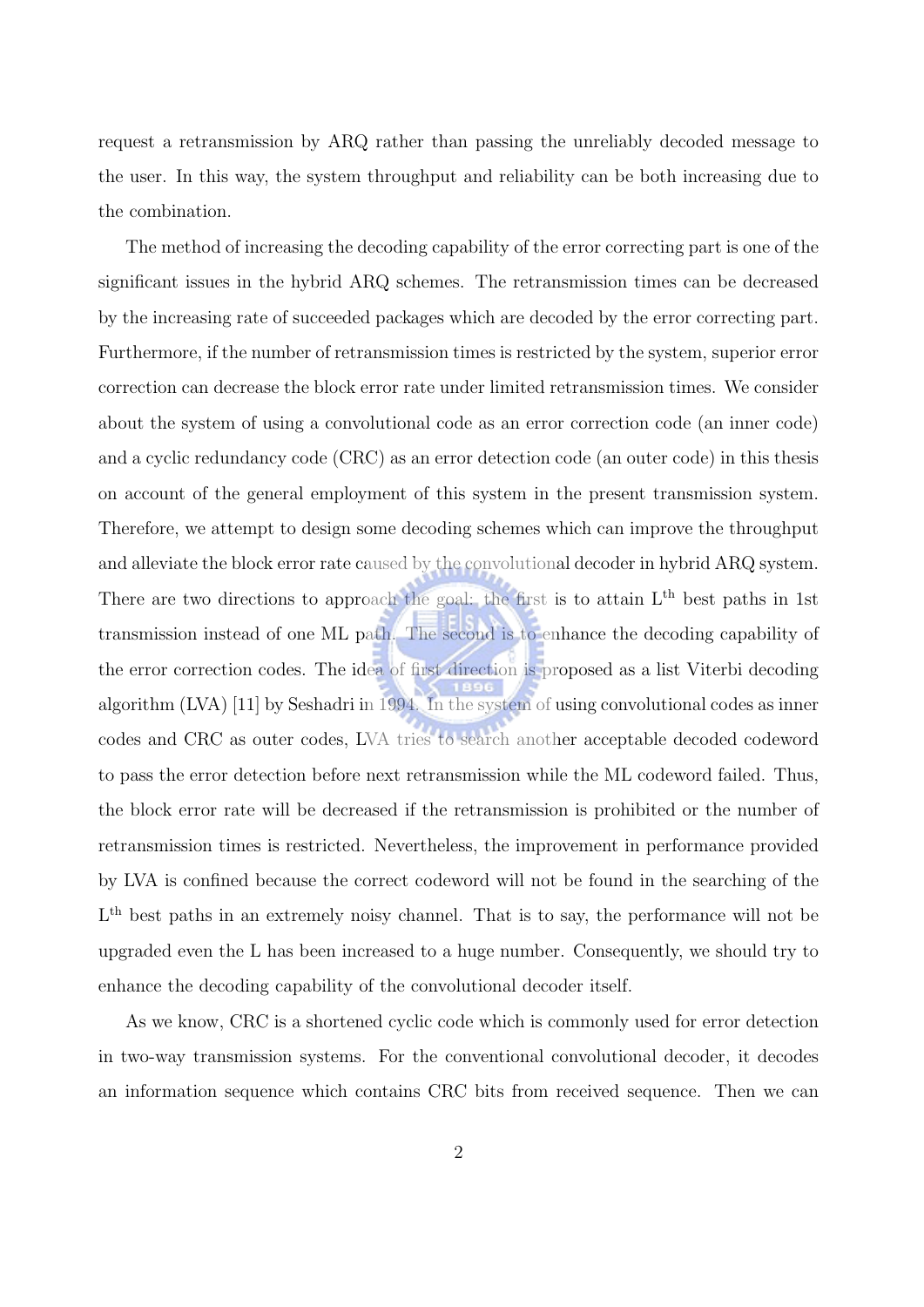request a retransmission by ARQ rather than passing the unreliably decoded message to the user. In this way, the system throughput and reliability can be both increasing due to the combination.

The method of increasing the decoding capability of the error correcting part is one of the significant issues in the hybrid ARQ schemes. The retransmission times can be decreased by the increasing rate of succeeded packages which are decoded by the error correcting part. Furthermore, if the number of retransmission times is restricted by the system, superior error correction can decrease the block error rate under limited retransmission times. We consider about the system of using a convolutional code as an error correction code (an inner code) and a cyclic redundancy code (CRC) as an error detection code (an outer code) in this thesis on account of the general employment of this system in the present transmission system. Therefore, we attempt to design some decoding schemes which can improve the throughput and alleviate the block error rate caused by the convolutional decoder in hybrid ARQ system. There are two directions to approach the goal: the first is to attain $L^{th}$ best paths in 1st transmission instead of one ML path. The second is to enhance the decoding capability of the error correction codes. The idea of first direction is proposed as a list Viterbi decoding algorithm (LVA) [11] by Seshadri in 1994. In the system of using convolutional codes as inner codes and CRC as outer codes, LVA tries to search another acceptable decoded codeword to pass the error detection before next retransmission while the ML codeword failed. Thus, the block error rate will be decreased if the retransmission is prohibited or the number of retransmission times is restricted. Nevertheless, the improvement in performance provided by LVA is confined because the correct codeword will not be found in the searching of the $L^{th}$ best paths in an extremely noisy channel. That is to say, the performance will not be upgraded even the L has been increased to a huge number. Consequently, we should try to enhance the decoding capability of the convolutional decoder itself.

As we know, CRC is a shortened cyclic code which is commonly used for error detection in two-way transmission systems. For the conventional convolutional decoder, it decodes an information sequence which contains CRC bits from received sequence. Then we can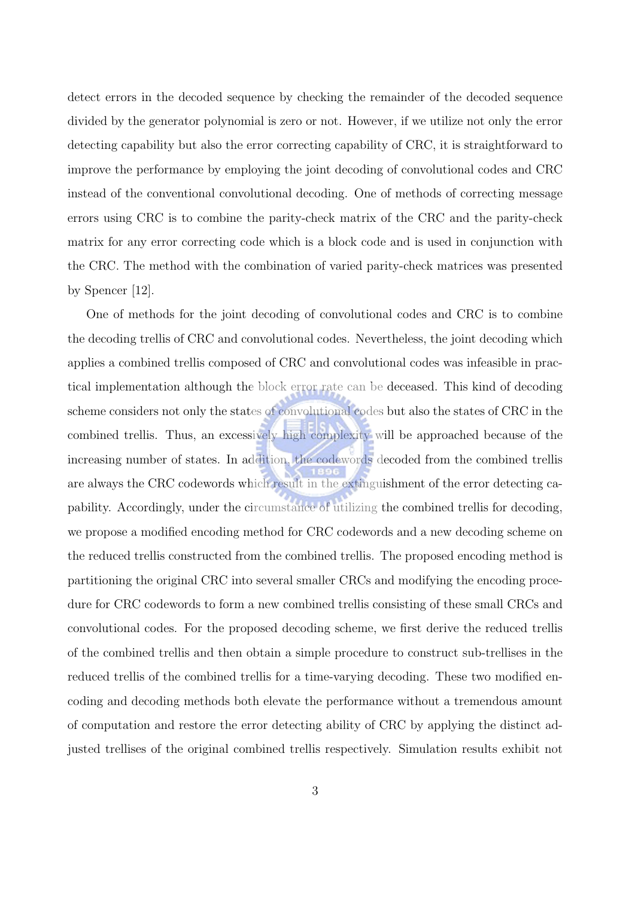detect errors in the decoded sequence by checking the remainder of the decoded sequence divided by the generator polynomial is zero or not. However, if we utilize not only the error detecting capability but also the error correcting capability of CRC, it is straightforward to improve the performance by employing the joint decoding of convolutional codes and CRC instead of the conventional convolutional decoding. One of methods of correcting message errors using CRC is to combine the parity-check matrix of the CRC and the parity-check matrix for any error correcting code which is a block code and is used in conjunction with the CRC. The method with the combination of varied parity-check matrices was presented by Spencer [12].

One of methods for the joint decoding of convolutional codes and CRC is to combine the decoding trellis of CRC and convolutional codes. Nevertheless, the joint decoding which applies a combined trellis composed of CRC and convolutional codes was infeasible in practical implementation although the block error rate can be deceased. This kind of decoding scheme considers not only the states of convolutional codes but also the states of CRC in the combined trellis. Thus, an excessively high complexity will be approached because of the increasing number of states. In addition, the codewords decoded from the combined trellis are always the CRC codewords which result in the extinguishment of the error detecting capability. Accordingly, under the circumstance of utilizing the combined trellis for decoding, we propose a modified encoding method for CRC codewords and a new decoding scheme on the reduced trellis constructed from the combined trellis. The proposed encoding method is partitioning the original CRC into several smaller CRCs and modifying the encoding procedure for CRC codewords to form a new combined trellis consisting of these small CRCs and convolutional codes. For the proposed decoding scheme, we first derive the reduced trellis of the combined trellis and then obtain a simple procedure to construct sub-trellises in the reduced trellis of the combined trellis for a time-varying decoding. These two modified encoding and decoding methods both elevate the performance without a tremendous amount of computation and restore the error detecting ability of CRC by applying the distinct adjusted trellises of the original combined trellis respectively. Simulation results exhibit not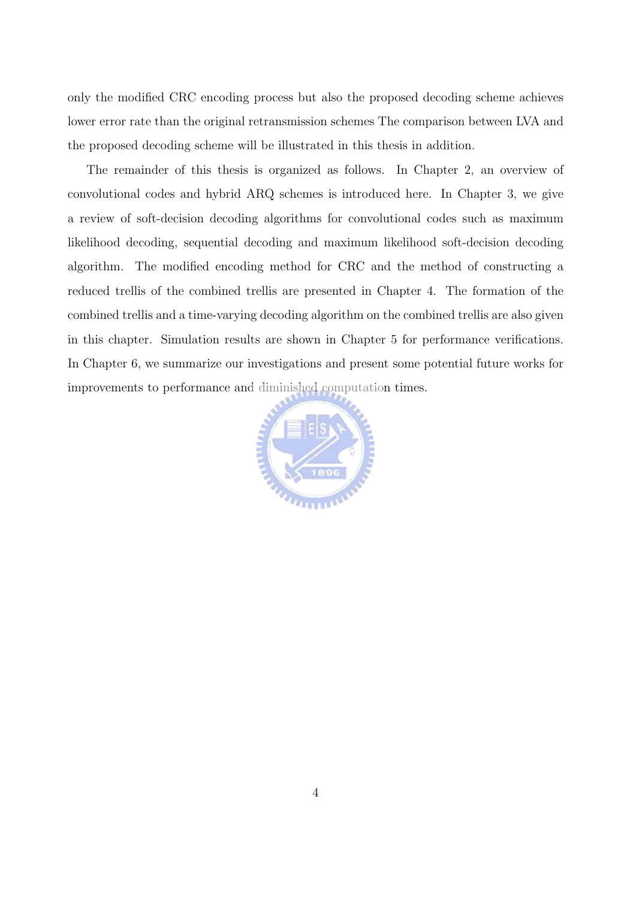only the modified CRC encoding process but also the proposed decoding scheme achieves lower error rate than the original retransmission schemes The comparison between LVA and the proposed decoding scheme will be illustrated in this thesis in addition.

The remainder of this thesis is organized as follows. In Chapter 2, an overview of convolutional codes and hybrid ARQ schemes is introduced here. In Chapter 3, we give a review of soft-decision decoding algorithms for convolutional codes such as maximum likelihood decoding, sequential decoding and maximum likelihood soft-decision decoding algorithm. The modified encoding method for CRC and the method of constructing a reduced trellis of the combined trellis are presented in Chapter 4. The formation of the combined trellis and a time-varying decoding algorithm on the combined trellis are also given in this chapter. Simulation results are shown in Chapter 5 for performance verifications. In Chapter 6, we summarize our investigations and present some potential future works for improvements to performance and diminished computation times.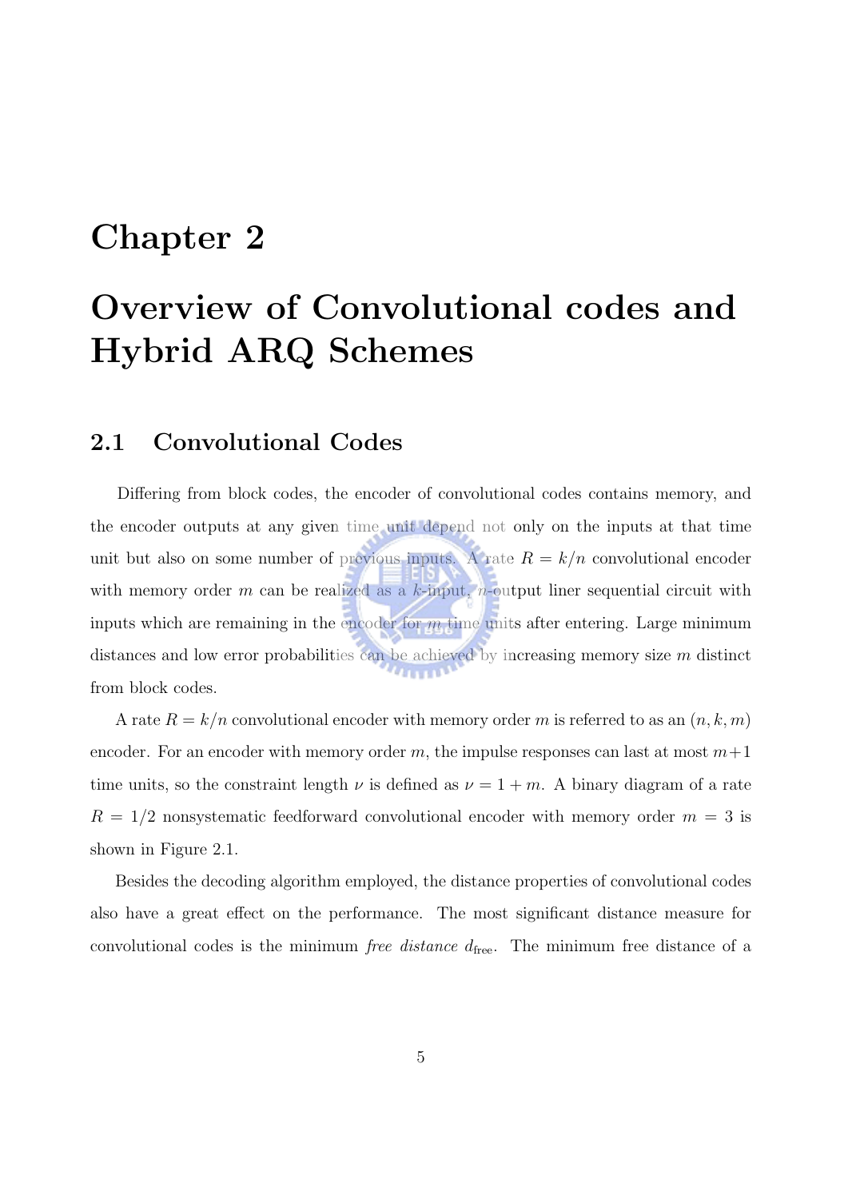# Chapter 2

# Overview of Convolutional codes and Hybrid ARQ Schemes

## 2.1 Convolutional Codes

Differing from block codes, the encoder of convolutional codes contains memory, and the encoder outputs at any given time unit depend not only on the inputs at that time unit but also on some number of previous inputs. A rate $R = k/n$ convolutional encoder with memory order $m$ can be realized as a $k$-input, $n$-output liner sequential circuit with inputs which are remaining in the encoder for $m$ time units after entering. Large minimum distances and low error probabilities can be achieved by increasing memory size $m$ distinct from block codes.

A rate $R = k/n$ convolutional encoder with memory order $m$ is referred to as an $(n, k, m)$ encoder. For an encoder with memory order $m$, the impulse responses can last at most $m+1$ time units, so the constraint length $\nu$ is defined as $\nu = 1 + m$. A binary diagram of a rate $R = 1/2$ nonsystematic feedforward convolutional encoder with memory order $m = 3$ is shown in Figure 2.1.

Besides the decoding algorithm employed, the distance properties of convolutional codes also have a great effect on the performance. The most significant distance measure for convolutional codes is the minimum *free distance* $d_{\text{free}}$. The minimum free distance of a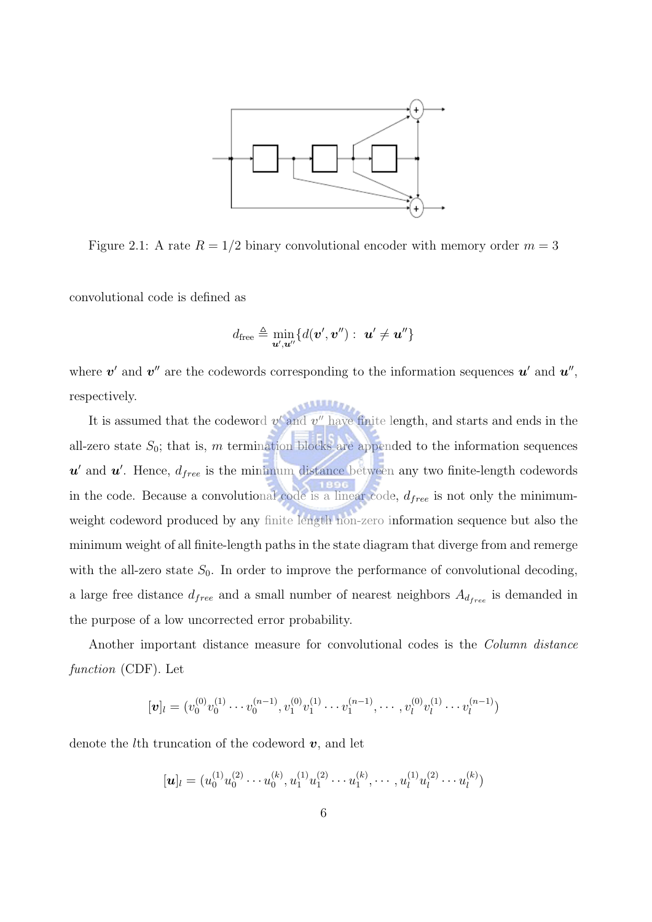Figure 2.1: A rate $R = 1/2$ binary convolutional encoder with memory order $m = 3$

convolutional code is defined as

$$d_{\text{free}} \triangleq \min_{\boldsymbol{u}',\boldsymbol{u}''}\{d(\boldsymbol{v}',\boldsymbol{v}''):\ \boldsymbol{u}' \neq \boldsymbol{u}''\}$$

where $\boldsymbol{v}'$ and $\boldsymbol{v}''$ are the codewords corresponding to the information sequences $\boldsymbol{u}'$ and $\boldsymbol{u}''$, respectively.

It is assumed that the codeword $v'$ and $v''$ have finite length, and starts and ends in the all-zero state $S_0$; that is, $m$ termination blocks are appended to the information sequences $\boldsymbol{u}'$ and $\boldsymbol{u}'$. Hence, $d_{free}$ is the minimum distance between any two finite-length codewords in the code. Because a convolutional code is a linear code, $d_{free}$ is not only the minimum-weight codeword produced by any finite length non-zero information sequence but also the minimum weight of all finite-length paths in the state diagram that diverge from and remerge with the all-zero state $S_0$. In order to improve the performance of convolutional decoding, a large free distance $d_{free}$ and a small number of nearest neighbors $A_{d_{free}}$ is demanded in the purpose of a low uncorrected error probability.

Another important distance measure for convolutional codes is the *Column distance function* (CDF). Let

$$[\boldsymbol{v}]_l = (v_0^{(0)}v_0^{(1)}\cdots v_0^{(n-1)}, v_1^{(0)}v_1^{(1)}\cdots v_1^{(n-1)}, \cdots, v_l^{(0)}v_l^{(1)}\cdots v_l^{(n-1)})$$

denote the $l$th truncation of the codeword $\boldsymbol{v}$, and let

$$[\boldsymbol{u}]_l = (u_0^{(1)}u_0^{(2)}\cdots u_0^{(k)}, u_1^{(1)}u_1^{(2)}\cdots u_1^{(k)}, \cdots, u_l^{(1)}u_l^{(2)}\cdots u_l^{(k)})$$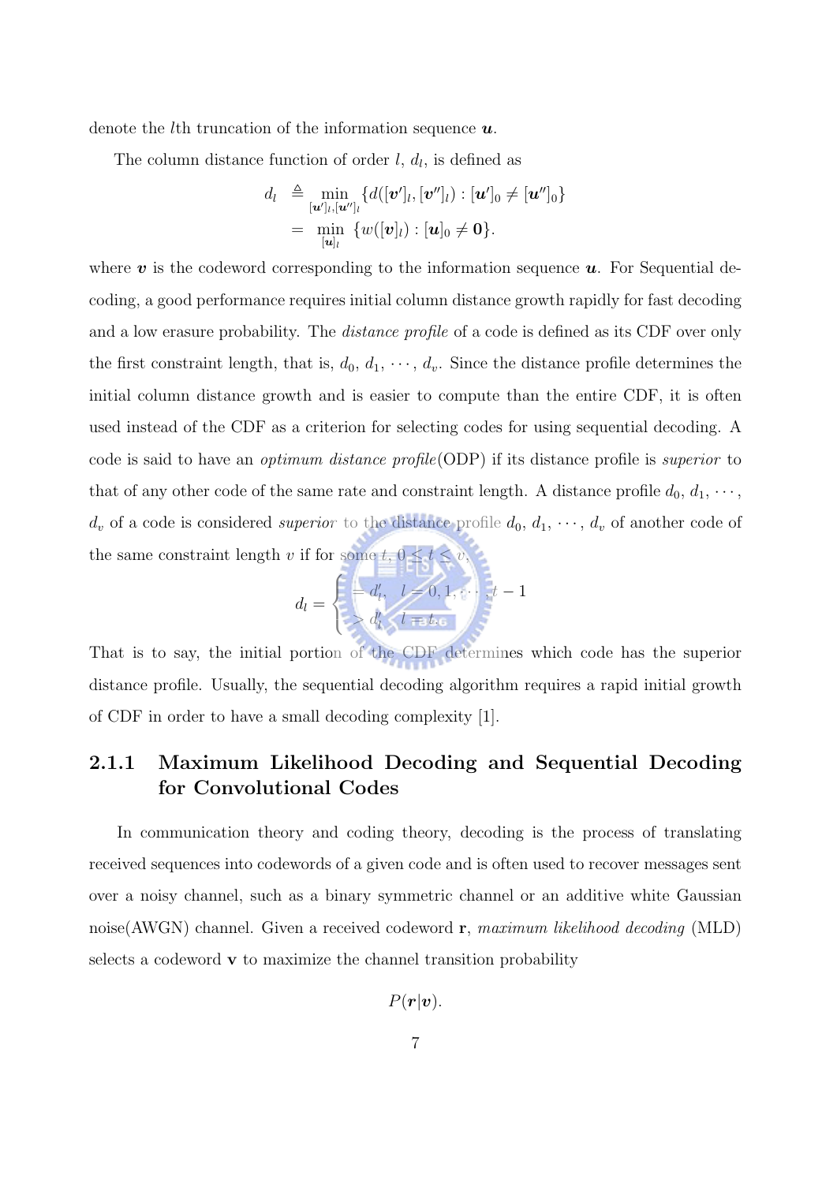denote the $l$th truncation of the information sequence $\boldsymbol{u}$.

The column distance function of order $l$, $d_l$, is defined as

$$
\begin{aligned}
d_l &\triangleq \min_{[\boldsymbol{u}']_l,[\boldsymbol{u}'']_l} \{d([\boldsymbol{v}']_l,[\boldsymbol{v}'']_l) : [\boldsymbol{u}']_0 \neq [\boldsymbol{u}'']_0\} \\
&= \min_{[\boldsymbol{u}]_l} \{w([\boldsymbol{v}]_l) : [\boldsymbol{u}]_0 \neq \mathbf{0}\}.
\end{aligned}
$$

where $\boldsymbol{v}$ is the codeword corresponding to the information sequence $\boldsymbol{u}$. For Sequential decoding, a good performance requires initial column distance growth rapidly for fast decoding and a low erasure probability. The *distance profile* of a code is defined as its CDF over only the first constraint length, that is, $d_0$, $d_1$, $\cdots$, $d_v$. Since the distance profile determines the initial column distance growth and is easier to compute than the entire CDF, it is often used instead of the CDF as a criterion for selecting codes for using sequential decoding. A code is said to have an *optimum distance profile*(ODP) if its distance profile is *superior* to that of any other code of the same rate and constraint length. A distance profile $d_0$, $d_1$, $\cdots$, $d_v$ of a code is considered *superior* to the distance profile $d_0$, $d_1$, $\cdots$, $d_v$ of another code of the same constraint length $v$ if for some $t$, $0 \leq t \leq v$,

$$
d_l = \begin{cases} = d_l', & l = 0, 1, \cdots, t-1 \\ > d_l', & l = t. \end{cases}
$$

That is to say, the initial portion of the CDF determines which code has the superior distance profile. Usually, the sequential decoding algorithm requires a rapid initial growth of CDF in order to have a small decoding complexity [1].

### 2.1.1 Maximum Likelihood Decoding and Sequential Decoding for Convolutional Codes

In communication theory and coding theory, decoding is the process of translating received sequences into codewords of a given code and is often used to recover messages sent over a noisy channel, such as a binary symmetric channel or an additive white Gaussian noise(AWGN) channel. Given a received codeword $\mathbf{r}$, *maximum likelihood decoding* (MLD) selects a codeword $\mathbf{v}$ to maximize the channel transition probability

$$
P(\boldsymbol{r}|\boldsymbol{v}).
$$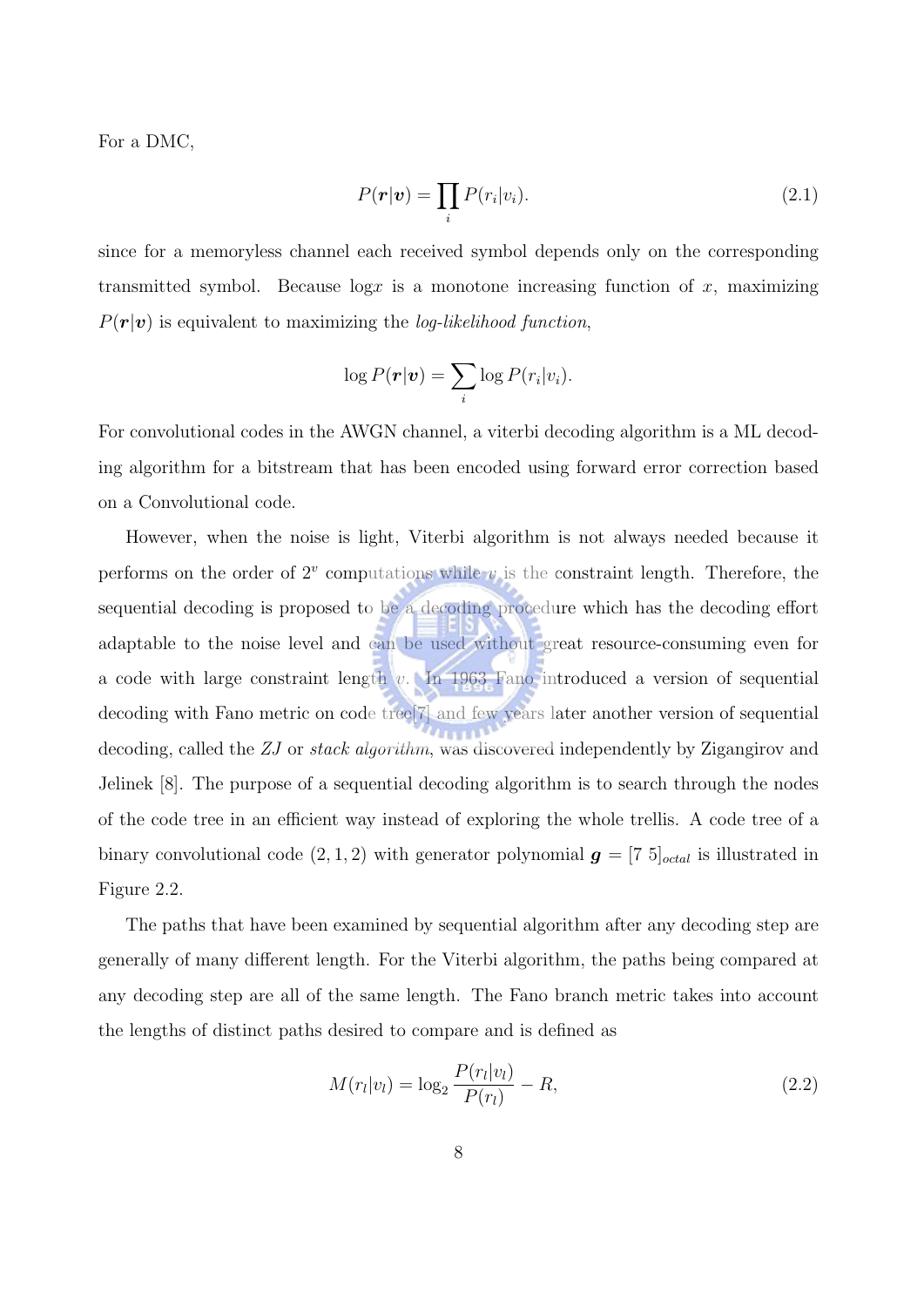For a DMC,

$$P(\boldsymbol{r}|\boldsymbol{v}) = \prod_i P(r_i|v_i). \tag{2.1}$$

since for a memoryless channel each received symbol depends only on the corresponding transmitted symbol. Because $\log x$ is a monotone increasing function of $x$, maximizing $P(\boldsymbol{r}|\boldsymbol{v})$ is equivalent to maximizing the *log-likelihood function*,

$$\log P(\boldsymbol{r}|\boldsymbol{v}) = \sum_i \log P(r_i|v_i).$$

For convolutional codes in the AWGN channel, a viterbi decoding algorithm is a ML decoding algorithm for a bitstream that has been encoded using forward error correction based on a Convolutional code.

However, when the noise is light, Viterbi algorithm is not always needed because it performs on the order of $2^v$ computations while $v$ is the constraint length. Therefore, the sequential decoding is proposed to be a decoding procedure which has the decoding effort adaptable to the noise level and can be used without great resource-consuming even for a code with large constraint length $v$. In 1963 Fano introduced a version of sequential decoding with Fano metric on code tree[7] and few years later another version of sequential decoding, called the *ZJ* or *stack algorithm*, was discovered independently by Zigangirov and Jelinek [8]. The purpose of a sequential decoding algorithm is to search through the nodes of the code tree in an efficient way instead of exploring the whole trellis. A code tree of a binary convolutional code $(2, 1, 2)$ with generator polynomial $\boldsymbol{g} = [7\ 5]_{octal}$ is illustrated in Figure 2.2.

The paths that have been examined by sequential algorithm after any decoding step are generally of many different length. For the Viterbi algorithm, the paths being compared at any decoding step are all of the same length. The Fano branch metric takes into account the lengths of distinct paths desired to compare and is defined as

$$M(r_l|v_l) = \log_2 \frac{P(r_l|v_l)}{P(r_l)} - R, \tag{2.2}$$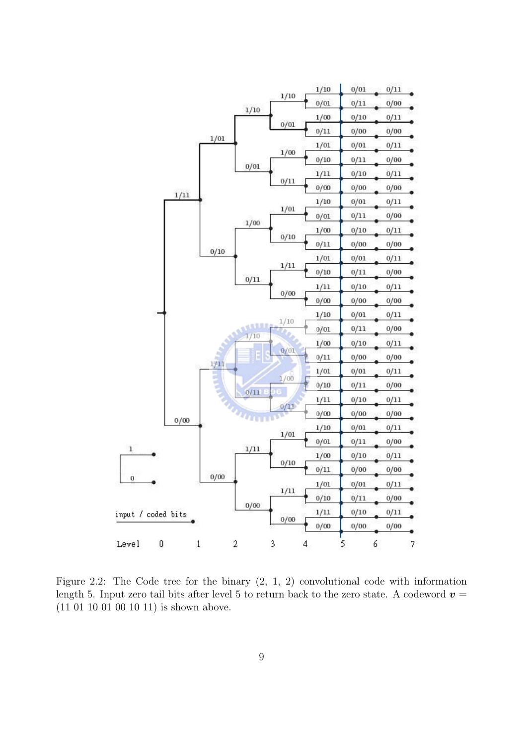Figure 2.2: The Code tree for the binary (2, 1, 2) convolutional code with information length 5. Input zero tail bits after level 5 to return back to the zero state. A codeword $\boldsymbol{v} = (11\ 01\ 10\ 01\ 00\ 10\ 11)$ is shown above.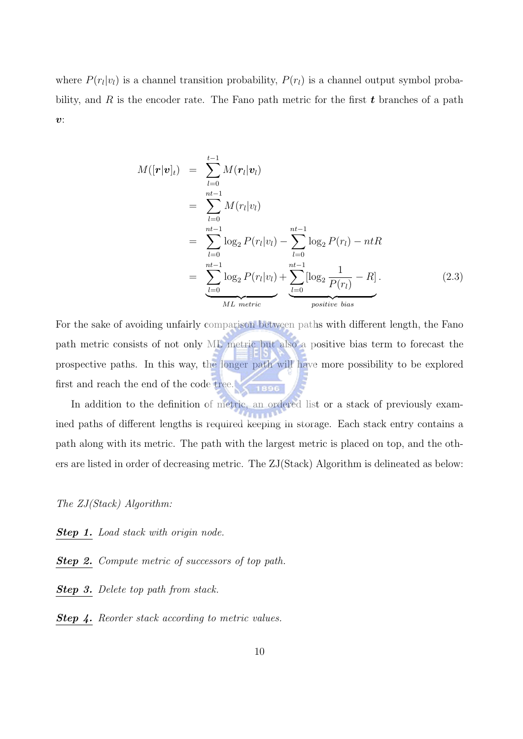where $P(r_l|v_l)$ is a channel transition probability, $P(r_l)$ is a channel output symbol probability, and $R$ is the encoder rate. The Fano path metric for the first $\boldsymbol{t}$ branches of a path $\boldsymbol{v}$:

$$
\begin{aligned}
M([\boldsymbol{r}|\boldsymbol{v}]_t) &= \sum_{l=0}^{t-1} M(\boldsymbol{r}_l|\boldsymbol{v}_l) \\
&= \sum_{l=0}^{nt-1} M(r_l|v_l) \\
&= \sum_{l=0}^{nt-1} \log_2 P(r_l|v_l) - \sum_{l=0}^{nt-1} \log_2 P(r_l) - ntR \\
&= \underbrace{\sum_{l=0}^{nt-1} \log_2 P(r_l|v_l)}_{ML\ metric} + \underbrace{\sum_{l=0}^{nt-1} [\log_2 \frac{1}{P(r_l)} - R]}_{positive\ bias}.
\end{aligned} \tag{2.3}
$$

For the sake of avoiding unfairly comparison between paths with different length, the Fano path metric consists of not only ML metric but also a positive bias term to forecast the prospective paths. In this way, the longer path will have more possibility to be explored first and reach the end of the code tree.

In addition to the definition of metric, an ordered list or a stack of previously examined paths of different lengths is required keeping in storage. Each stack entry contains a path along with its metric. The path with the largest metric is placed on top, and the others are listed in order of decreasing metric. The ZJ(Stack) Algorithm is delineated as below:

*The ZJ(Stack) Algorithm:*

***Step 1.*** *Load stack with origin node.*

***Step 2.*** *Compute metric of successors of top path.*

***Step 3.*** *Delete top path from stack.*

***Step 4.*** *Reorder stack according to metric values.*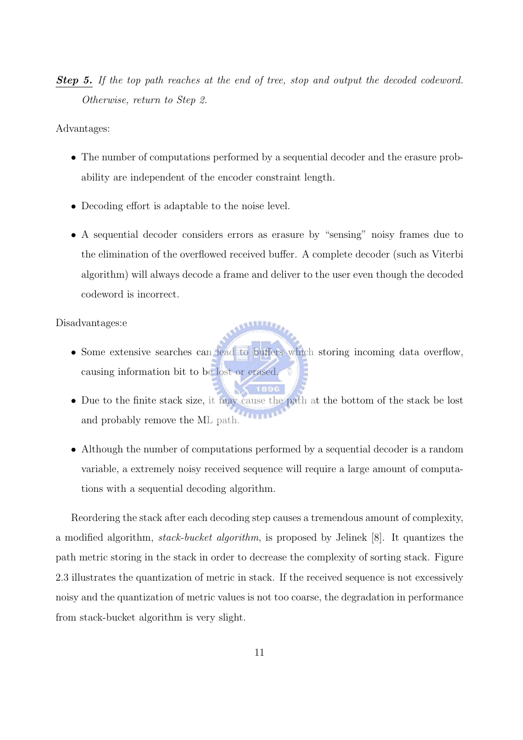***Step 5.*** *If the top path reaches at the end of tree, stop and output the decoded codeword. Otherwise, return to Step 2.*

Advantages:

- The number of computations performed by a sequential decoder and the erasure probability are independent of the encoder constraint length.
- Decoding effort is adaptable to the noise level.
- A sequential decoder considers errors as erasure by "sensing" noisy frames due to the elimination of the overflowed received buffer. A complete decoder (such as Viterbi algorithm) will always decode a frame and deliver to the user even though the decoded codeword is incorrect.

Disadvantages:e

- Some extensive searches can lead to buffers which storing incoming data overflow, causing information bit to be lost or erased.
- Due to the finite stack size, it may cause the path at the bottom of the stack be lost and probably remove the ML path.
- Although the number of computations performed by a sequential decoder is a random variable, a extremely noisy received sequence will require a large amount of computations with a sequential decoding algorithm.

Reordering the stack after each decoding step causes a tremendous amount of complexity, a modified algorithm, *stack-bucket algorithm*, is proposed by Jelinek [8]. It quantizes the path metric storing in the stack in order to decrease the complexity of sorting stack. Figure 2.3 illustrates the quantization of metric in stack. If the received sequence is not excessively noisy and the quantization of metric values is not too coarse, the degradation in performance from stack-bucket algorithm is very slight.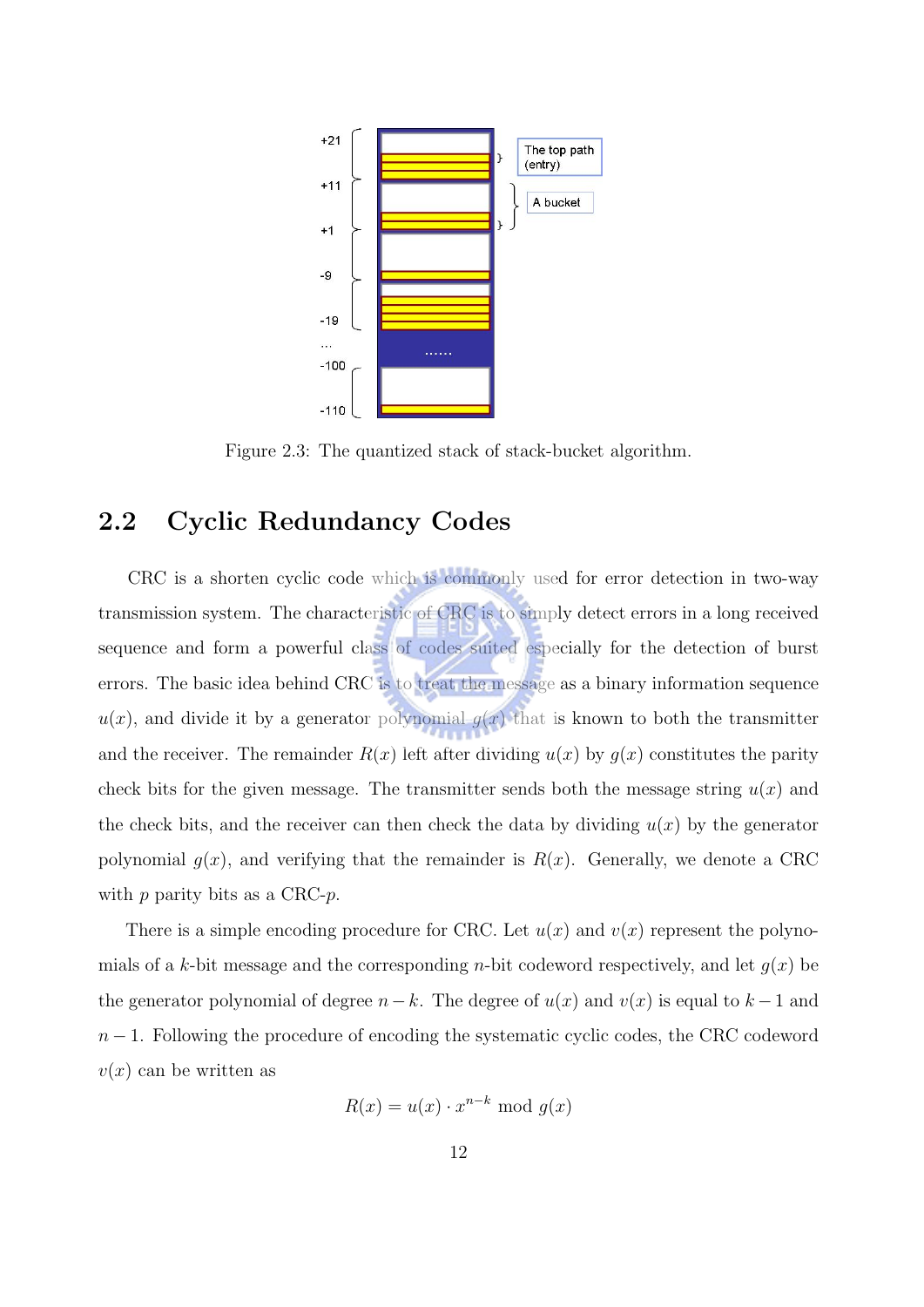Figure 2.3: The quantized stack of stack-bucket algorithm.

## 2.2 Cyclic Redundancy Codes

CRC is a shorten cyclic code which is commonly used for error detection in two-way transmission system. The characteristic of CRC is to simply detect errors in a long received sequence and form a powerful class of codes suited especially for the detection of burst errors. The basic idea behind CRC is to treat the message as a binary information sequence $u(x)$, and divide it by a generator polynomial $g(x)$ that is known to both the transmitter and the receiver. The remainder $R(x)$ left after dividing $u(x)$ by $g(x)$ constitutes the parity check bits for the given message. The transmitter sends both the message string $u(x)$ and the check bits, and the receiver can then check the data by dividing $u(x)$ by the generator polynomial $g(x)$, and verifying that the remainder is $R(x)$. Generally, we denote a CRC with $p$ parity bits as a CRC-$p$.

There is a simple encoding procedure for CRC. Let $u(x)$ and $v(x)$ represent the polynomials of a $k$-bit message and the corresponding $n$-bit codeword respectively, and let $g(x)$ be the generator polynomial of degree $n-k$. The degree of $u(x)$ and $v(x)$ is equal to $k-1$ and $n-1$. Following the procedure of encoding the systematic cyclic codes, the CRC codeword $v(x)$ can be written as

$$R(x) = u(x) \cdot x^{n-k} \bmod g(x)$$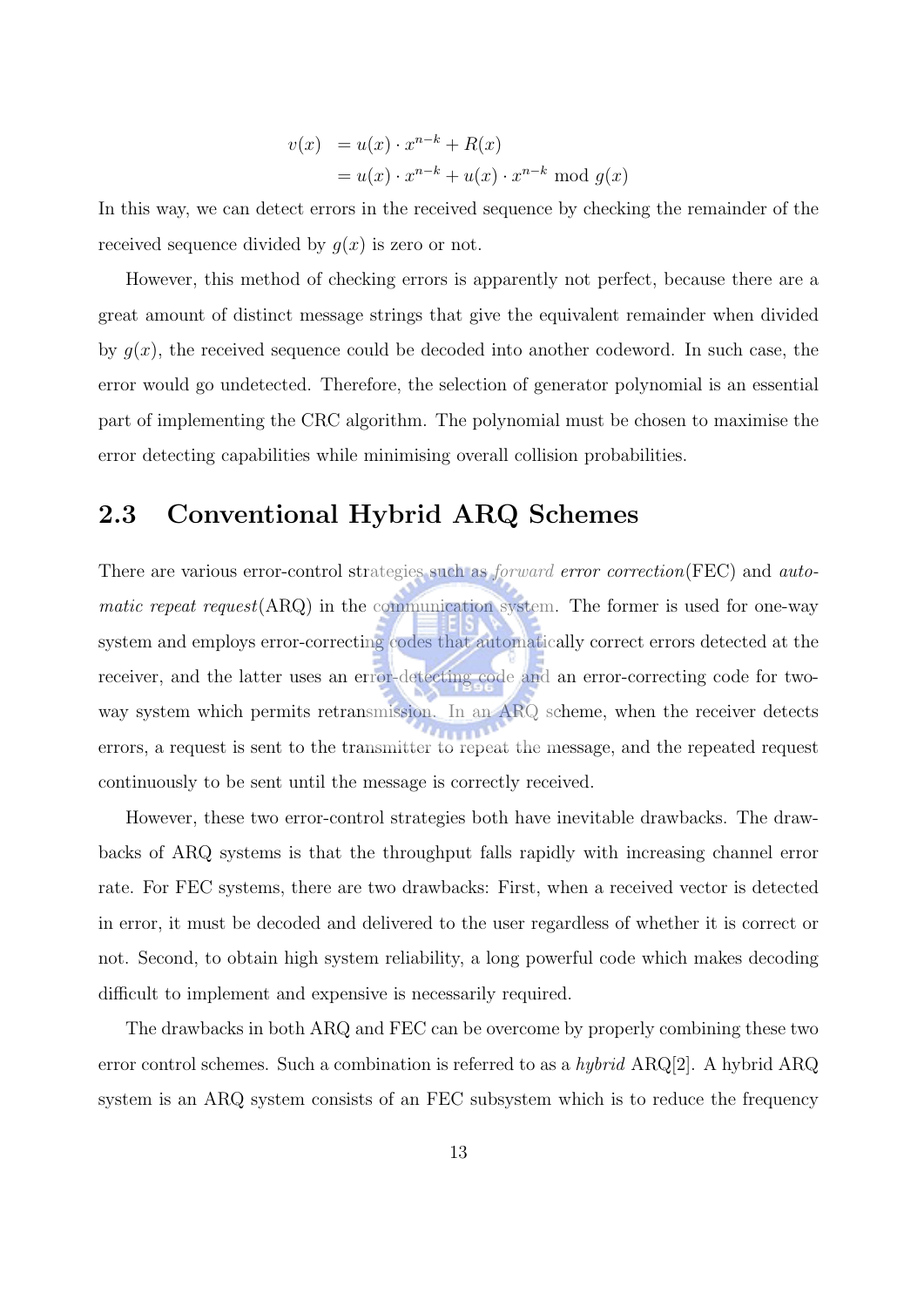$$
\begin{aligned}
v(x) &= u(x) \cdot x^{n-k} + R(x) \\
&= u(x) \cdot x^{n-k} + u(x) \cdot x^{n-k} \bmod g(x)
\end{aligned}
$$

In this way, we can detect errors in the received sequence by checking the remainder of the received sequence divided by $g(x)$ is zero or not.

However, this method of checking errors is apparently not perfect, because there are a great amount of distinct message strings that give the equivalent remainder when divided by $g(x)$, the received sequence could be decoded into another codeword. In such case, the error would go undetected. Therefore, the selection of generator polynomial is an essential part of implementing the CRC algorithm. The polynomial must be chosen to maximise the error detecting capabilities while minimising overall collision probabilities.

## 2.3 Conventional Hybrid ARQ Schemes

There are various error-control strategies such as *forward error correction*(FEC) and *automatic repeat request*(ARQ) in the communication system. The former is used for one-way system and employs error-correcting codes that automatically correct errors detected at the receiver, and the latter uses an error-detecting code and an error-correcting code for two-way system which permits retransmission. In an ARQ scheme, when the receiver detects errors, a request is sent to the transmitter to repeat the message, and the repeated request continuously to be sent until the message is correctly received.

However, these two error-control strategies both have inevitable drawbacks. The drawbacks of ARQ systems is that the throughput falls rapidly with increasing channel error rate. For FEC systems, there are two drawbacks: First, when a received vector is detected in error, it must be decoded and delivered to the user regardless of whether it is correct or not. Second, to obtain high system reliability, a long powerful code which makes decoding difficult to implement and expensive is necessarily required.

The drawbacks in both ARQ and FEC can be overcome by properly combining these two error control schemes. Such a combination is referred to as a *hybrid* ARQ[2]. A hybrid ARQ system is an ARQ system consists of an FEC subsystem which is to reduce the frequency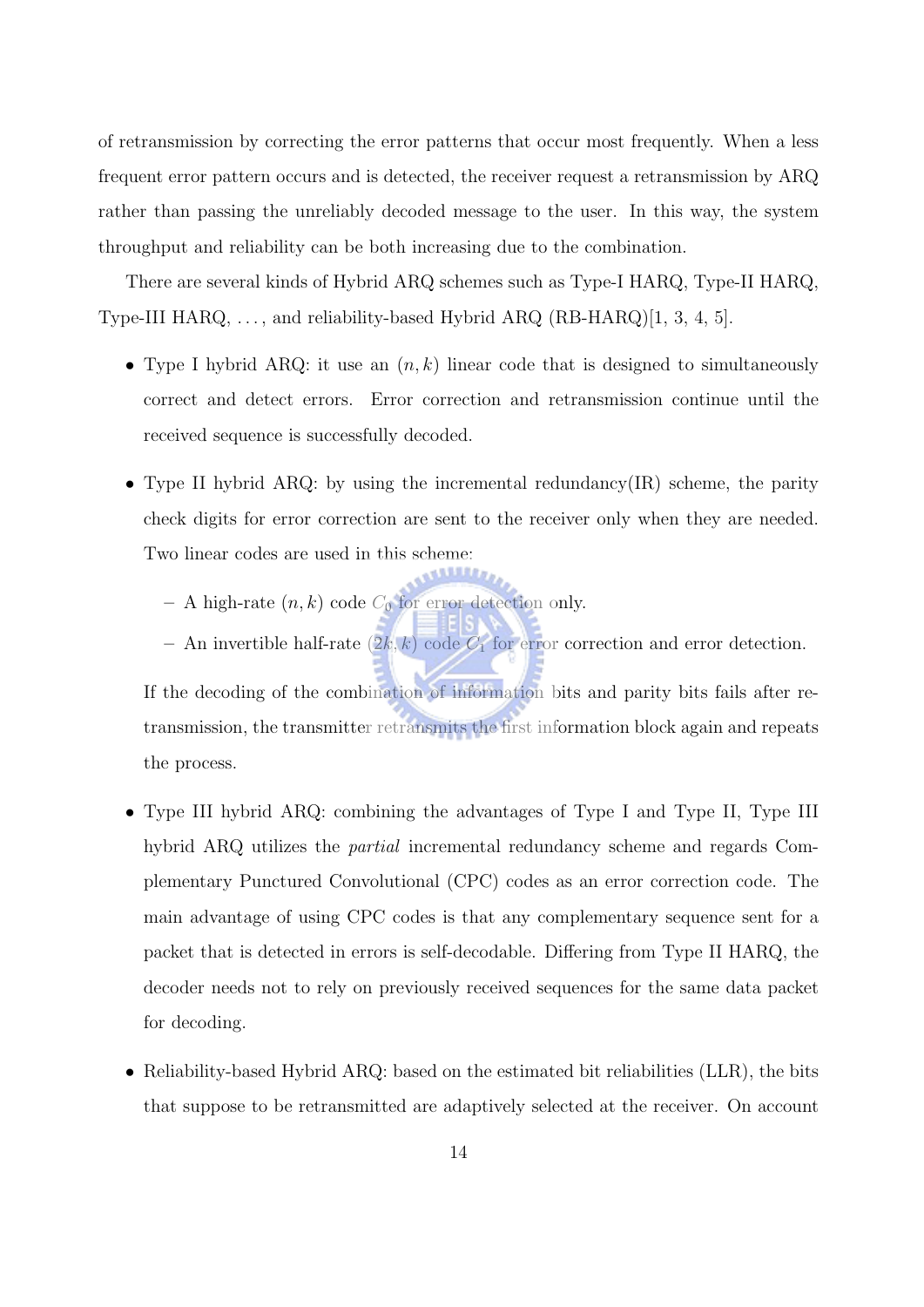of retransmission by correcting the error patterns that occur most frequently. When a less frequent error pattern occurs and is detected, the receiver request a retransmission by ARQ rather than passing the unreliably decoded message to the user. In this way, the system throughput and reliability can be both increasing due to the combination.

There are several kinds of Hybrid ARQ schemes such as Type-I HARQ, Type-II HARQ, Type-III HARQ, ..., and reliability-based Hybrid ARQ (RB-HARQ)[1, 3, 4, 5].

- Type I hybrid ARQ: it use an $(n, k)$ linear code that is designed to simultaneously correct and detect errors. Error correction and retransmission continue until the received sequence is successfully decoded.

- Type II hybrid ARQ: by using the incremental redundancy(IR) scheme, the parity check digits for error correction are sent to the receiver only when they are needed. Two linear codes are used in this scheme:

  - A high-rate $(n, k)$ code $C_0$ for error detection only.
  - An invertible half-rate $(2k, k)$ code $C_1$ for error correction and error detection.

  If the decoding of the combination of information bits and parity bits fails after retransmission, the transmitter retransmits the first information block again and repeats the process.

- Type III hybrid ARQ: combining the advantages of Type I and Type II, Type III hybrid ARQ utilizes the *partial* incremental redundancy scheme and regards Complementary Punctured Convolutional (CPC) codes as an error correction code. The main advantage of using CPC codes is that any complementary sequence sent for a packet that is detected in errors is self-decodable. Differing from Type II HARQ, the decoder needs not to rely on previously received sequences for the same data packet for decoding.

- Reliability-based Hybrid ARQ: based on the estimated bit reliabilities (LLR), the bits that suppose to be retransmitted are adaptively selected at the receiver. On account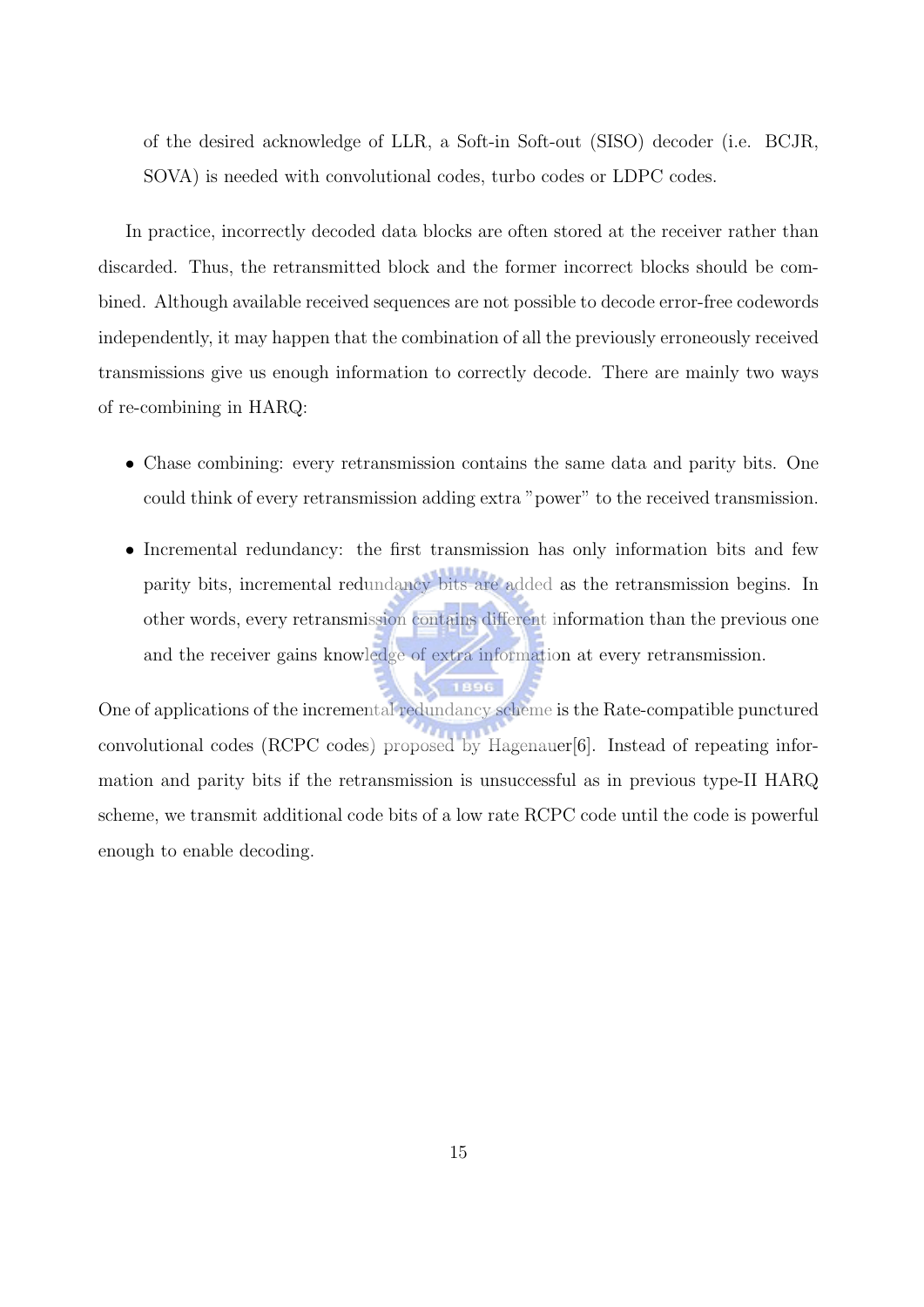of the desired acknowledge of LLR, a Soft-in Soft-out (SISO) decoder (i.e. BCJR, SOVA) is needed with convolutional codes, turbo codes or LDPC codes.

In practice, incorrectly decoded data blocks are often stored at the receiver rather than discarded. Thus, the retransmitted block and the former incorrect blocks should be combined. Although available received sequences are not possible to decode error-free codewords independently, it may happen that the combination of all the previously erroneously received transmissions give us enough information to correctly decode. There are mainly two ways of re-combining in HARQ:

- Chase combining: every retransmission contains the same data and parity bits. One could think of every retransmission adding extra "power" to the received transmission.
- Incremental redundancy: the first transmission has only information bits and few parity bits, incremental redundancy bits are added as the retransmission begins. In other words, every retransmission contains different information than the previous one and the receiver gains knowledge of extra information at every retransmission.

One of applications of the incremental redundancy scheme is the Rate-compatible punctured convolutional codes (RCPC codes) proposed by Hagenauer[6]. Instead of repeating information and parity bits if the retransmission is unsuccessful as in previous type-II HARQ scheme, we transmit additional code bits of a low rate RCPC code until the code is powerful enough to enable decoding.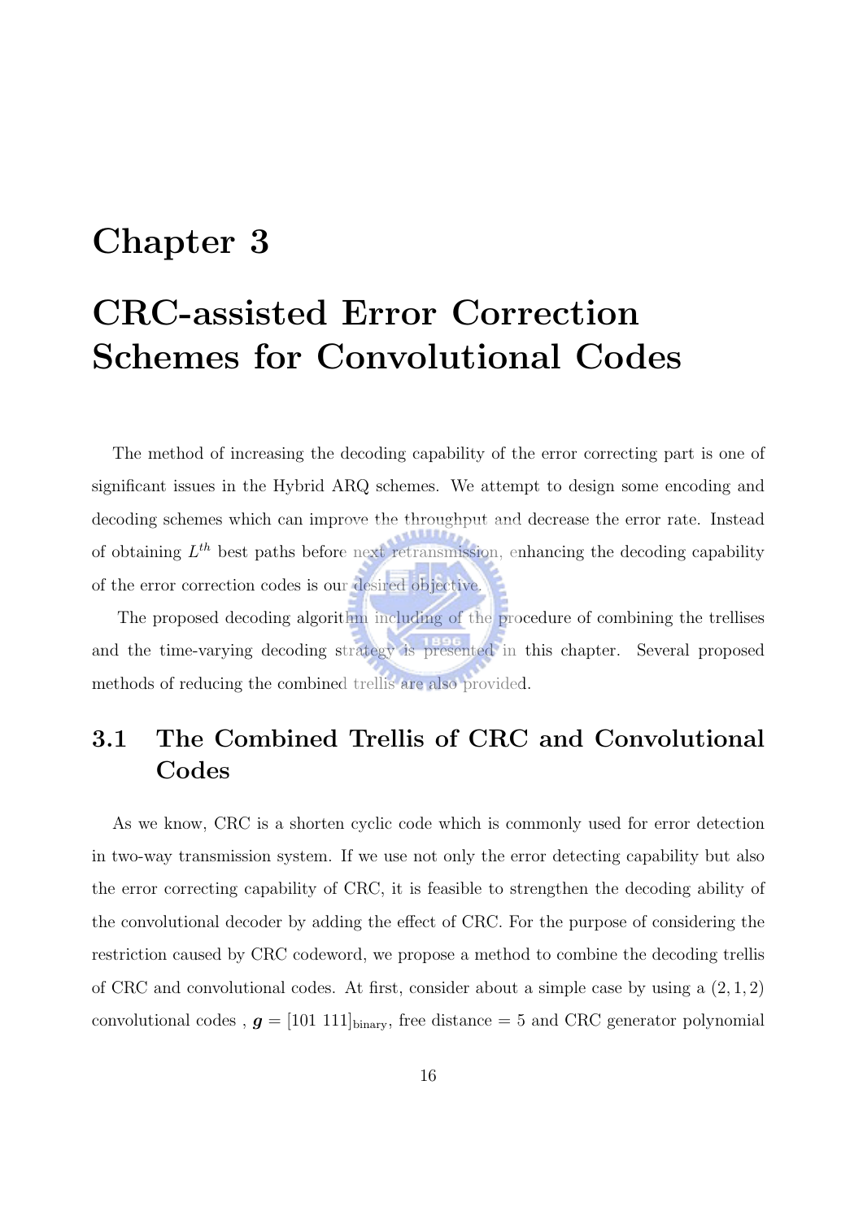# Chapter 3

# CRC-assisted Error Correction Schemes for Convolutional Codes

The method of increasing the decoding capability of the error correcting part is one of significant issues in the Hybrid ARQ schemes. We attempt to design some encoding and decoding schemes which can improve the throughput and decrease the error rate. Instead of obtaining $L^{th}$ best paths before next retransmission, enhancing the decoding capability of the error correction codes is our desired objective.

The proposed decoding algorithm including of the procedure of combining the trellises and the time-varying decoding strategy is presented in this chapter. Several proposed methods of reducing the combined trellis are also provided.

## 3.1 The Combined Trellis of CRC and Convolutional Codes

As we know, CRC is a shorten cyclic code which is commonly used for error detection in two-way transmission system. If we use not only the error detecting capability but also the error correcting capability of CRC, it is feasible to strengthen the decoding ability of the convolutional decoder by adding the effect of CRC. For the purpose of considering the restriction caused by CRC codeword, we propose a method to combine the decoding trellis of CRC and convolutional codes. At first, consider about a simple case by using a $(2, 1, 2)$ convolutional codes , $\boldsymbol{g} = [101\ 111]_{\text{binary}}$, free distance = 5 and CRC generator polynomial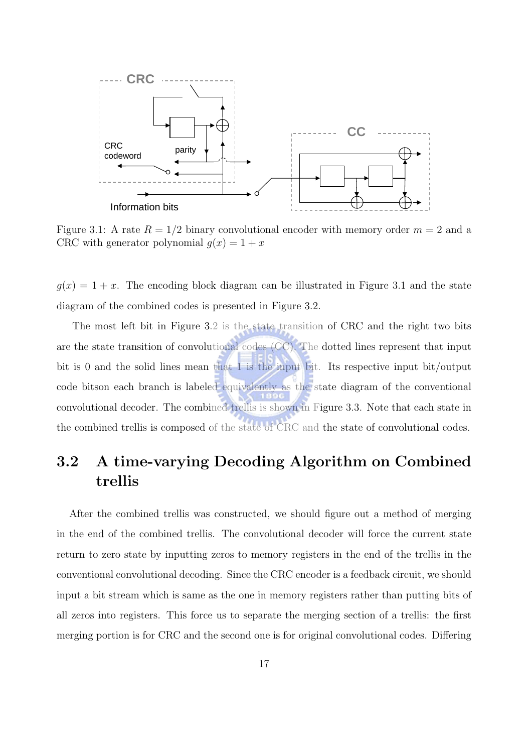Figure 3.1: A rate $R = 1/2$ binary convolutional encoder with memory order $m = 2$ and a CRC with generator polynomial $g(x) = 1 + x$

$g(x) = 1 + x$. The encoding block diagram can be illustrated in Figure 3.1 and the state diagram of the combined codes is presented in Figure 3.2.

The most left bit in Figure 3.2 is the state transition of CRC and the right two bits are the state transition of convolutional codes (CC). The dotted lines represent that input bit is 0 and the solid lines mean that 1 is the input bit. Its respective input bit/output code bitson each branch is labeled equivalently as the state diagram of the conventional convolutional decoder. The combined trellis is shown in Figure 3.3. Note that each state in the combined trellis is composed of the state of CRC and the state of convolutional codes.

## 3.2 A time-varying Decoding Algorithm on Combined trellis

After the combined trellis was constructed, we should figure out a method of merging in the end of the combined trellis. The convolutional decoder will force the current state return to zero state by inputting zeros to memory registers in the end of the trellis in the conventional convolutional decoding. Since the CRC encoder is a feedback circuit, we should input a bit stream which is same as the one in memory registers rather than putting bits of all zeros into registers. This force us to separate the merging section of a trellis: the first merging portion is for CRC and the second one is for original convolutional codes. Differing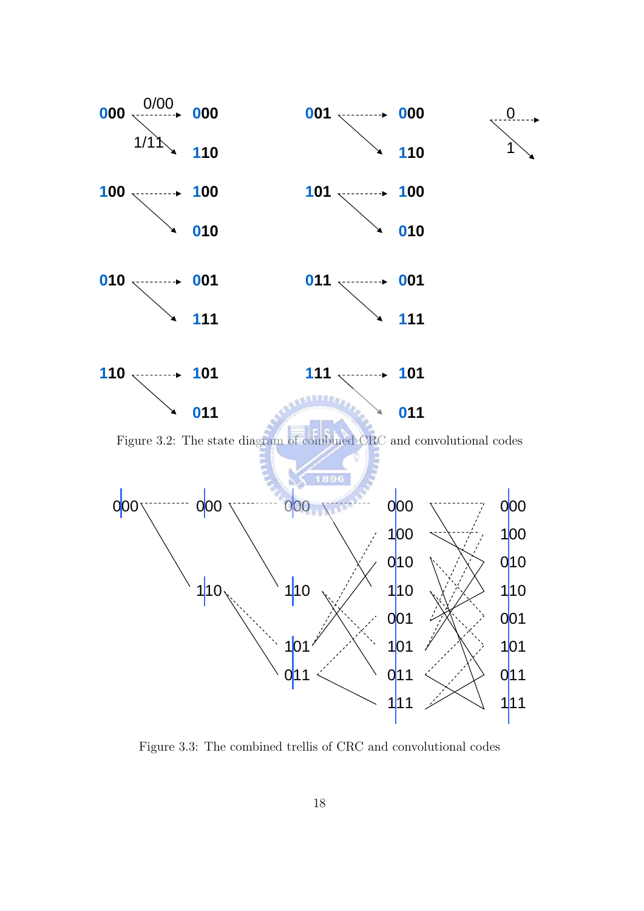Figure 3.2: The state diagram of combined CRC and convolutional codes

Figure 3.3: The combined trellis of CRC and convolutional codes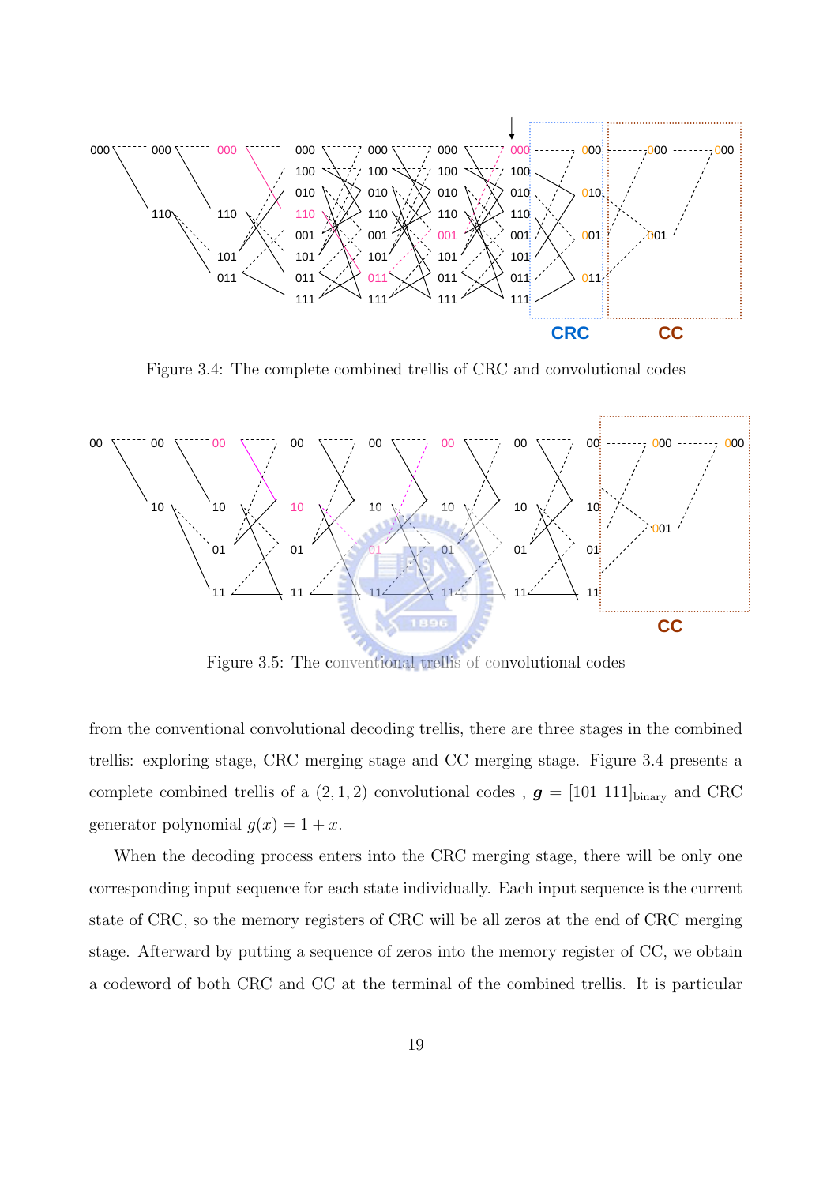Figure 3.4: The complete combined trellis of CRC and convolutional codes

Figure 3.5: The conventional trellis of convolutional codes

from the conventional convolutional decoding trellis, there are three stages in the combined trellis: exploring stage, CRC merging stage and CC merging stage. Figure 3.4 presents a complete combined trellis of a $(2, 1, 2)$ convolutional codes , $\boldsymbol{g} = [101\ 111]_{\text{binary}}$ and CRC generator polynomial $g(x) = 1 + x$.

When the decoding process enters into the CRC merging stage, there will be only one corresponding input sequence for each state individually. Each input sequence is the current state of CRC, so the memory registers of CRC will be all zeros at the end of CRC merging stage. Afterward by putting a sequence of zeros into the memory register of CC, we obtain a codeword of both CRC and CC at the terminal of the combined trellis. It is particular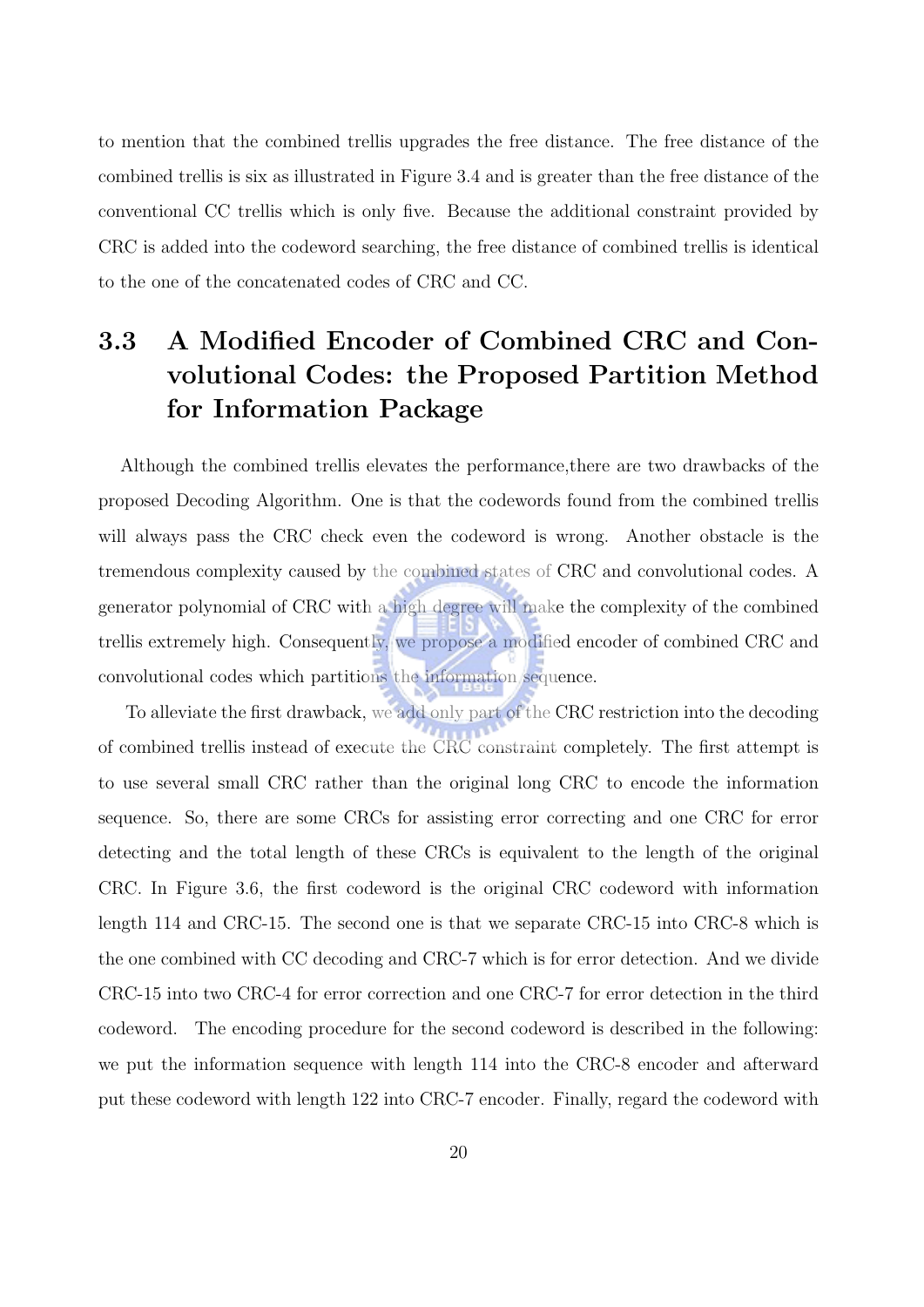to mention that the combined trellis upgrades the free distance. The free distance of the combined trellis is six as illustrated in Figure 3.4 and is greater than the free distance of the conventional CC trellis which is only five. Because the additional constraint provided by CRC is added into the codeword searching, the free distance of combined trellis is identical to the one of the concatenated codes of CRC and CC.

## 3.3 A Modified Encoder of Combined CRC and Convolutional Codes: the Proposed Partition Method for Information Package

Although the combined trellis elevates the performance,there are two drawbacks of the proposed Decoding Algorithm. One is that the codewords found from the combined trellis will always pass the CRC check even the codeword is wrong. Another obstacle is the tremendous complexity caused by the combined states of CRC and convolutional codes. A generator polynomial of CRC with a high degree will make the complexity of the combined trellis extremely high. Consequently, we propose a modified encoder of combined CRC and convolutional codes which partitions the information sequence.

To alleviate the first drawback, we add only part of the CRC restriction into the decoding of combined trellis instead of execute the CRC constraint completely. The first attempt is to use several small CRC rather than the original long CRC to encode the information sequence. So, there are some CRCs for assisting error correcting and one CRC for error detecting and the total length of these CRCs is equivalent to the length of the original CRC. In Figure 3.6, the first codeword is the original CRC codeword with information length 114 and CRC-15. The second one is that we separate CRC-15 into CRC-8 which is the one combined with CC decoding and CRC-7 which is for error detection. And we divide CRC-15 into two CRC-4 for error correction and one CRC-7 for error detection in the third codeword. The encoding procedure for the second codeword is described in the following: we put the information sequence with length 114 into the CRC-8 encoder and afterward put these codeword with length 122 into CRC-7 encoder. Finally, regard the codeword with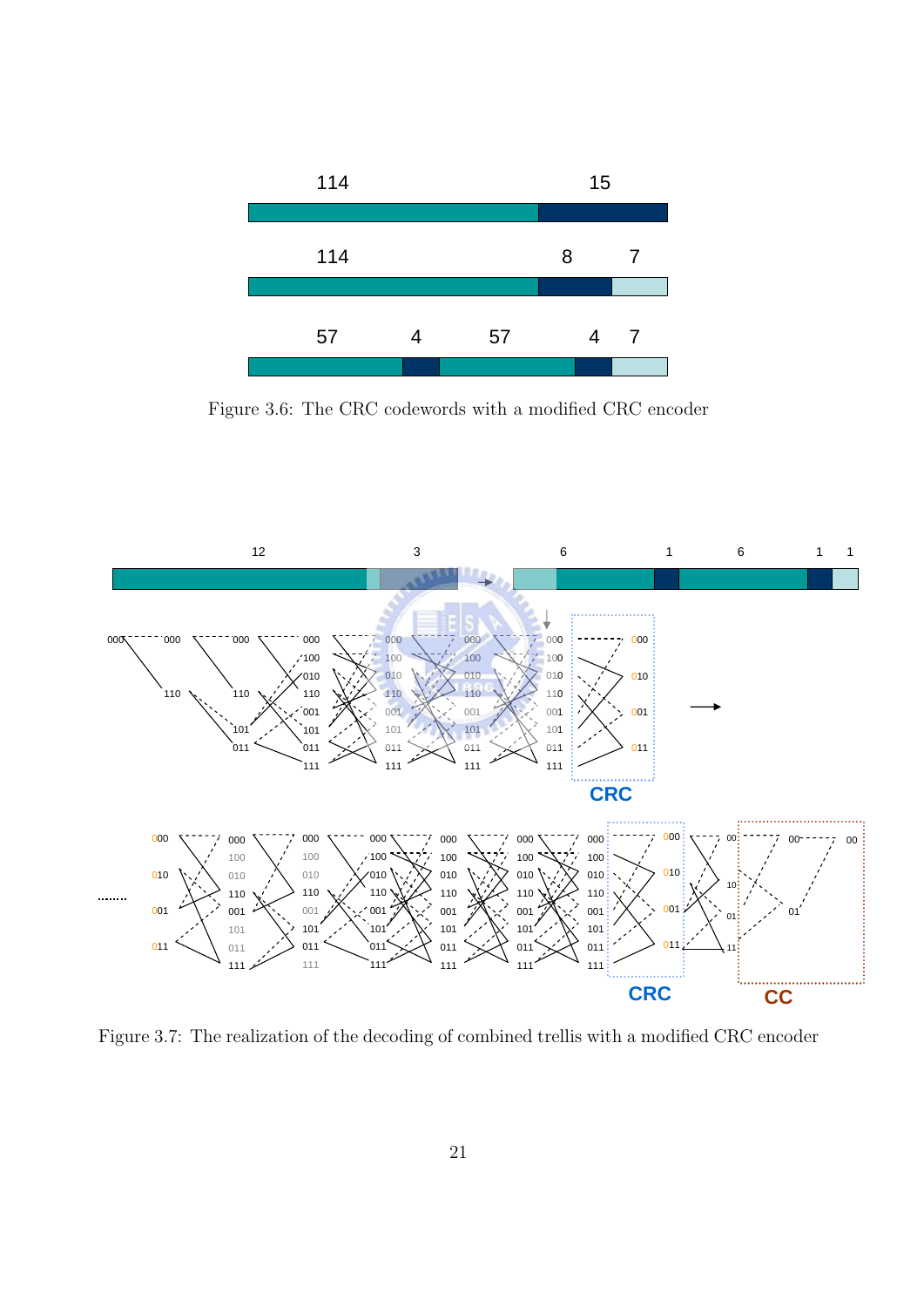Figure 3.6: The CRC codewords with a modified CRC encoder

Figure 3.7: The realization of the decoding of combined trellis with a modified CRC encoder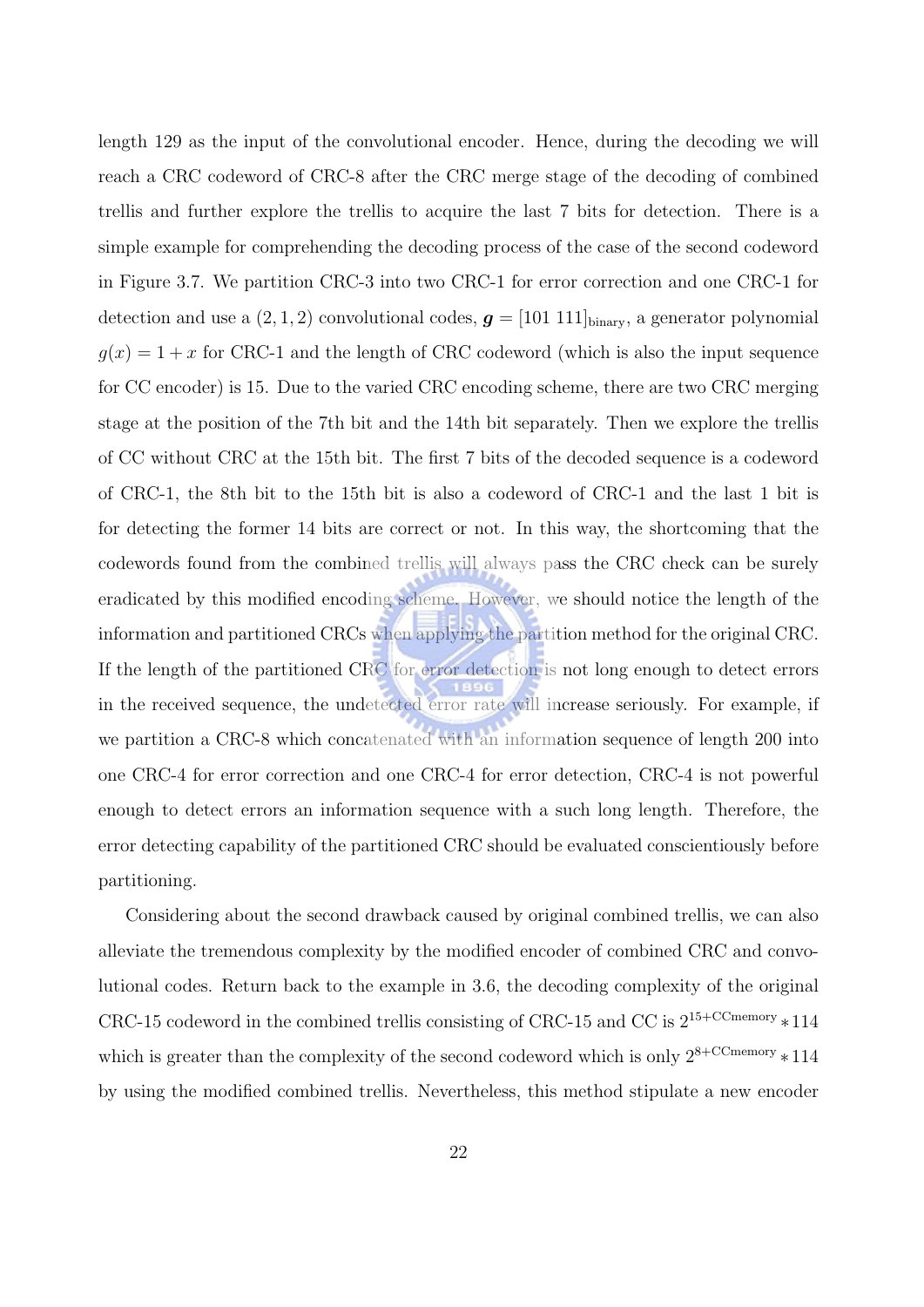length 129 as the input of the convolutional encoder. Hence, during the decoding we will reach a CRC codeword of CRC-8 after the CRC merge stage of the decoding of combined trellis and further explore the trellis to acquire the last 7 bits for detection. There is a simple example for comprehending the decoding process of the case of the second codeword in Figure 3.7. We partition CRC-3 into two CRC-1 for error correction and one CRC-1 for detection and use a $(2, 1, 2)$ convolutional codes, $\boldsymbol{g} = [101\ 111]_{\text{binary}}$, a generator polynomial $g(x) = 1 + x$ for CRC-1 and the length of CRC codeword (which is also the input sequence for CC encoder) is 15. Due to the varied CRC encoding scheme, there are two CRC merging stage at the position of the 7th bit and the 14th bit separately. Then we explore the trellis of CC without CRC at the 15th bit. The first 7 bits of the decoded sequence is a codeword of CRC-1, the 8th bit to the 15th bit is also a codeword of CRC-1 and the last 1 bit is for detecting the former 14 bits are correct or not. In this way, the shortcoming that the codewords found from the combined trellis will always pass the CRC check can be surely eradicated by this modified encoding scheme. However, we should notice the length of the information and partitioned CRCs when applying the partition method for the original CRC. If the length of the partitioned CRC for error detection is not long enough to detect errors in the received sequence, the undetected error rate will increase seriously. For example, if we partition a CRC-8 which concatenated with an information sequence of length 200 into one CRC-4 for error correction and one CRC-4 for error detection, CRC-4 is not powerful enough to detect errors an information sequence with a such long length. Therefore, the error detecting capability of the partitioned CRC should be evaluated conscientiously before partitioning.

Considering about the second drawback caused by original combined trellis, we can also alleviate the tremendous complexity by the modified encoder of combined CRC and convolutional codes. Return back to the example in 3.6, the decoding complexity of the original CRC-15 codeword in the combined trellis consisting of CRC-15 and CC is $2^{15+\text{CCmemory}} * 114$ which is greater than the complexity of the second codeword which is only $2^{8+\text{CCmemory}} * 114$ by using the modified combined trellis. Nevertheless, this method stipulate a new encoder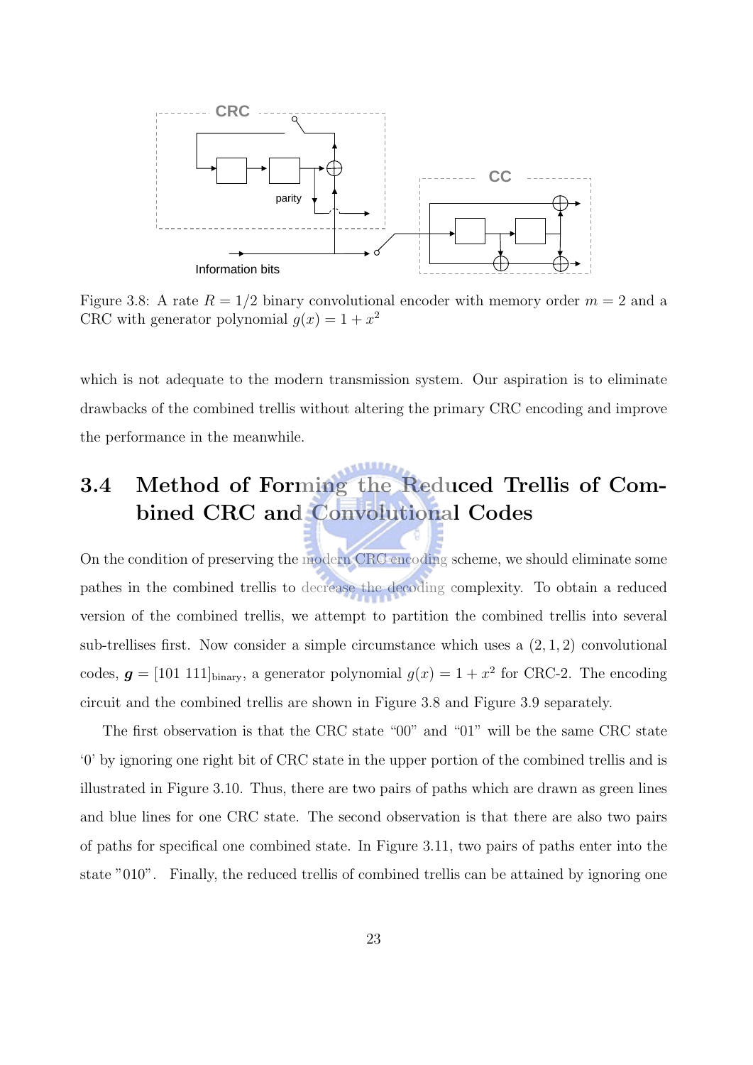Figure 3.8: A rate $R = 1/2$ binary convolutional encoder with memory order $m = 2$ and a CRC with generator polynomial $g(x) = 1 + x^2$

which is not adequate to the modern transmission system. Our aspiration is to eliminate drawbacks of the combined trellis without altering the primary CRC encoding and improve the performance in the meanwhile.

## 3.4 Method of Forming the Reduced Trellis of Combined CRC and Convolutional Codes

On the condition of preserving the modern CRC encoding scheme, we should eliminate some pathes in the combined trellis to decrease the decoding complexity. To obtain a reduced version of the combined trellis, we attempt to partition the combined trellis into several sub-trellises first. Now consider a simple circumstance which uses a $(2, 1, 2)$ convolutional codes, $\boldsymbol{g} = [101\ 111]_{\text{binary}}$, a generator polynomial $g(x) = 1 + x^2$ for CRC-2. The encoding circuit and the combined trellis are shown in Figure 3.8 and Figure 3.9 separately.

The first observation is that the CRC state "00" and "01" will be the same CRC state '0' by ignoring one right bit of CRC state in the upper portion of the combined trellis and is illustrated in Figure 3.10. Thus, there are two pairs of paths which are drawn as green lines and blue lines for one CRC state. The second observation is that there are also two pairs of paths for specifical one combined state. In Figure 3.11, two pairs of paths enter into the state "010". Finally, the reduced trellis of combined trellis can be attained by ignoring one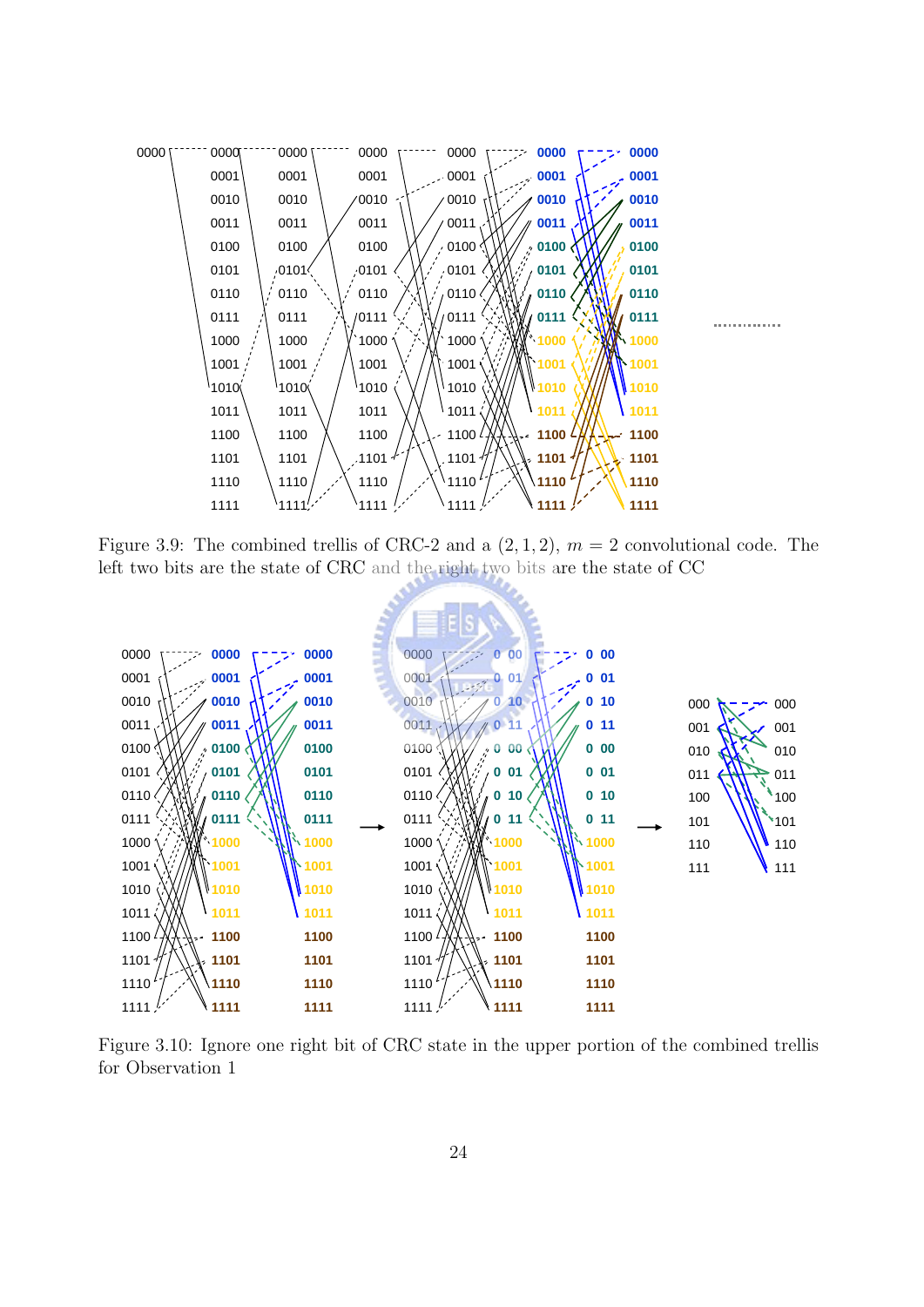Figure 3.9: The combined trellis of CRC-2 and a $(2, 1, 2)$, $m = 2$ convolutional code. The left two bits are the state of CRC and the right two bits are the state of CC

Figure 3.10: Ignore one right bit of CRC state in the upper portion of the combined trellis for Observation 1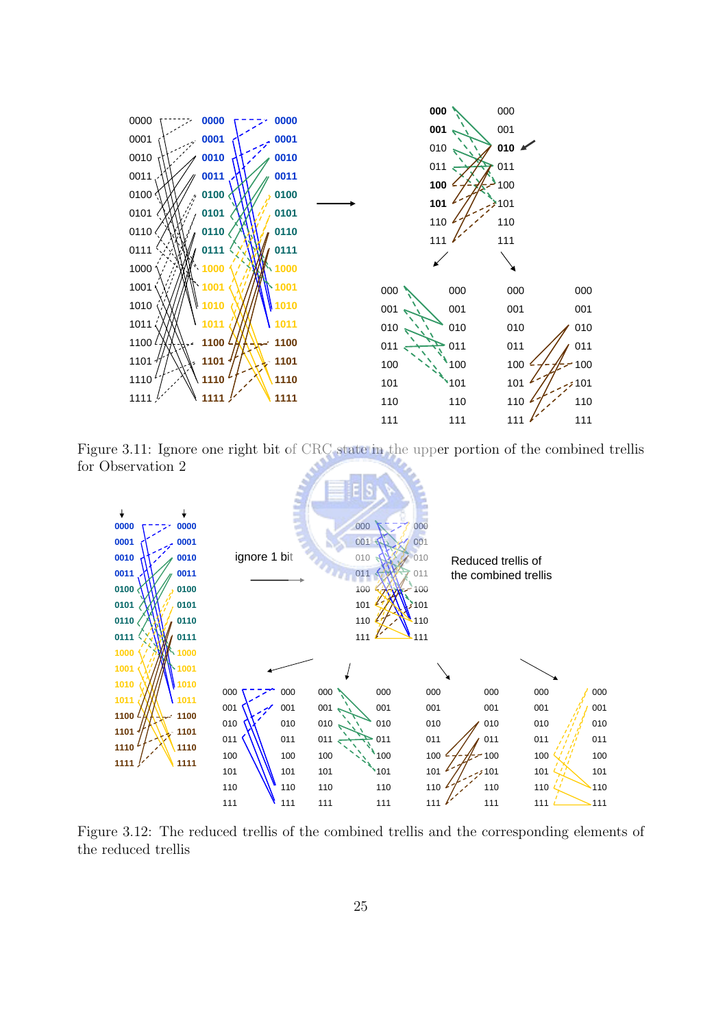Figure 3.11: Ignore one right bit of CRC state in the upper portion of the combined trellis for Observation 2

Figure 3.12: The reduced trellis of the combined trellis and the corresponding elements of the reduced trellis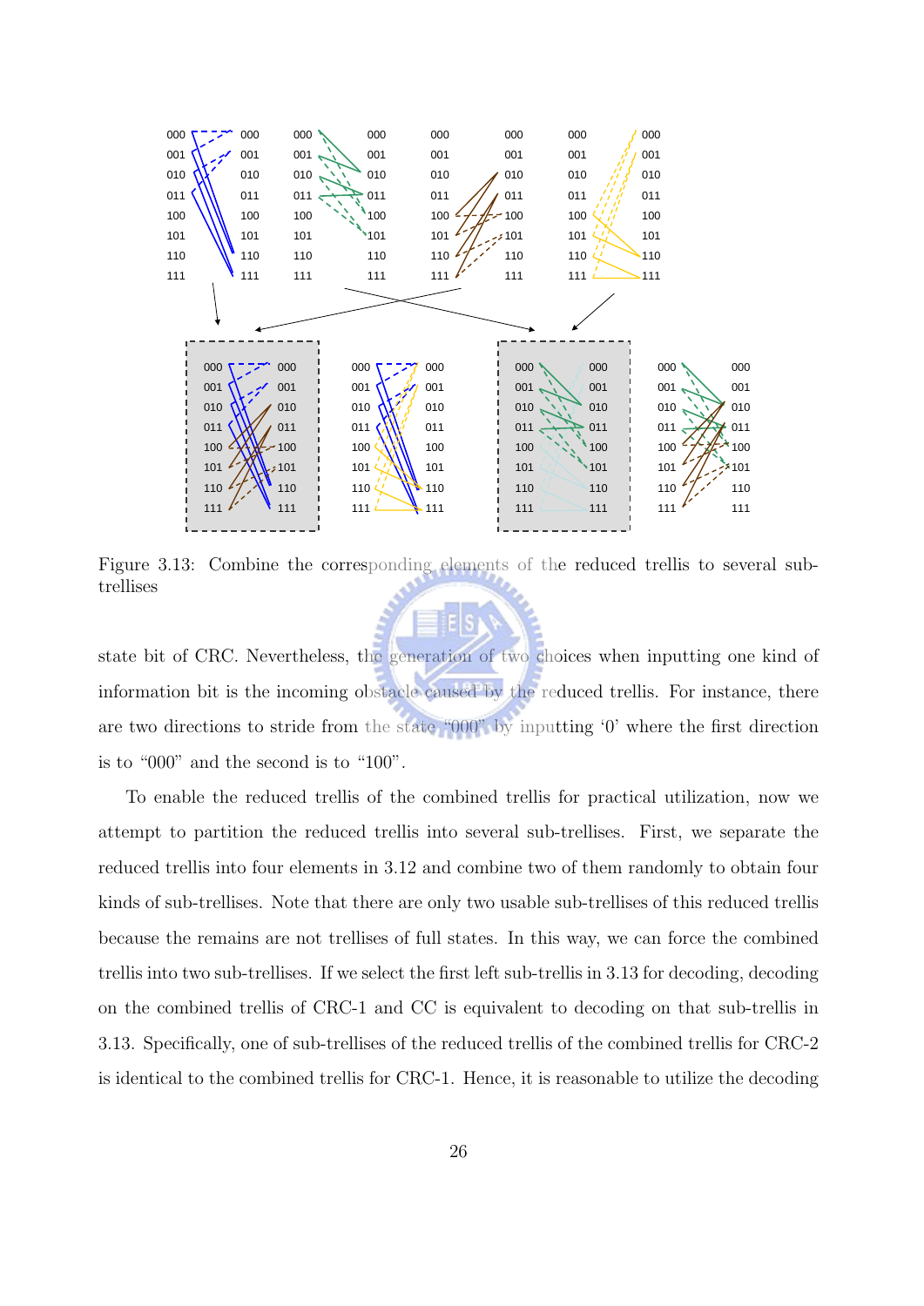Figure 3.13: Combine the corresponding elements of the reduced trellis to several sub-trellises

state bit of CRC. Nevertheless, the generation of two choices when inputting one kind of information bit is the incoming obstacle caused by the reduced trellis. For instance, there are two directions to stride from the state "000" by inputting '0' where the first direction is to "000" and the second is to "100".

To enable the reduced trellis of the combined trellis for practical utilization, now we attempt to partition the reduced trellis into several sub-trellises. First, we separate the reduced trellis into four elements in 3.12 and combine two of them randomly to obtain four kinds of sub-trellises. Note that there are only two usable sub-trellises of this reduced trellis because the remains are not trellises of full states. In this way, we can force the combined trellis into two sub-trellises. If we select the first left sub-trellis in 3.13 for decoding, decoding on the combined trellis of CRC-1 and CC is equivalent to decoding on that sub-trellis in 3.13. Specifically, one of sub-trellises of the reduced trellis of the combined trellis for CRC-2 is identical to the combined trellis for CRC-1. Hence, it is reasonable to utilize the decoding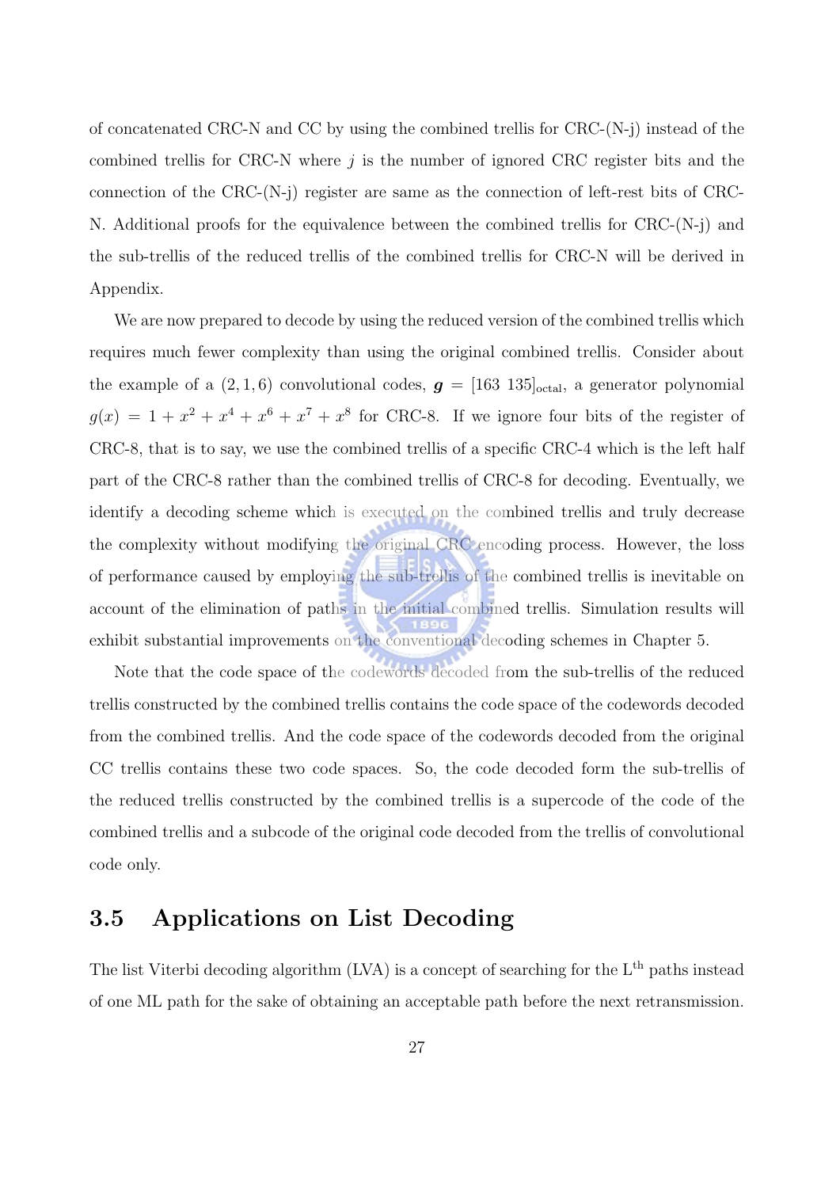of concatenated CRC-N and CC by using the combined trellis for CRC-(N-j) instead of the combined trellis for CRC-N where $j$ is the number of ignored CRC register bits and the connection of the CRC-(N-j) register are same as the connection of left-rest bits of CRC-N. Additional proofs for the equivalence between the combined trellis for CRC-(N-j) and the sub-trellis of the reduced trellis of the combined trellis for CRC-N will be derived in Appendix.

We are now prepared to decode by using the reduced version of the combined trellis which requires much fewer complexity than using the original combined trellis. Consider about the example of a $(2, 1, 6)$ convolutional codes, $\boldsymbol{g} = [163\ 135]_{\text{octal}}$, a generator polynomial $g(x) = 1 + x^2 + x^4 + x^6 + x^7 + x^8$ for CRC-8. If we ignore four bits of the register of CRC-8, that is to say, we use the combined trellis of a specific CRC-4 which is the left half part of the CRC-8 rather than the combined trellis of CRC-8 for decoding. Eventually, we identify a decoding scheme which is executed on the combined trellis and truly decrease the complexity without modifying the original CRC encoding process. However, the loss of performance caused by employing the sub-trellis of the combined trellis is inevitable on account of the elimination of paths in the initial combined trellis. Simulation results will exhibit substantial improvements on the conventional decoding schemes in Chapter 5.

Note that the code space of the codewords decoded from the sub-trellis of the reduced trellis constructed by the combined trellis contains the code space of the codewords decoded from the combined trellis. And the code space of the codewords decoded from the original CC trellis contains these two code spaces. So, the code decoded form the sub-trellis of the reduced trellis constructed by the combined trellis is a supercode of the code of the combined trellis and a subcode of the original code decoded from the trellis of convolutional code only.

## 3.5 Applications on List Decoding

The list Viterbi decoding algorithm (LVA) is a concept of searching for the $\text{L}^{\text{th}}$ paths instead of one ML path for the sake of obtaining an acceptable path before the next retransmission.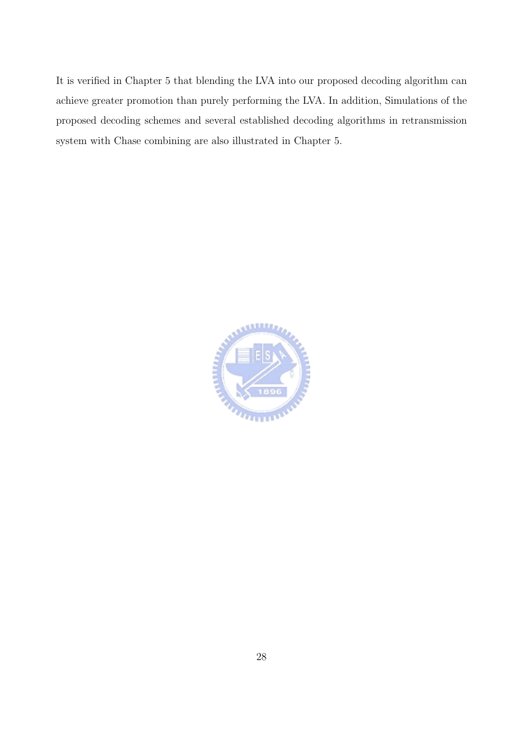It is verified in Chapter 5 that blending the LVA into our proposed decoding algorithm can achieve greater promotion than purely performing the LVA. In addition, Simulations of the proposed decoding schemes and several established decoding algorithms in retransmission system with Chase combining are also illustrated in Chapter 5.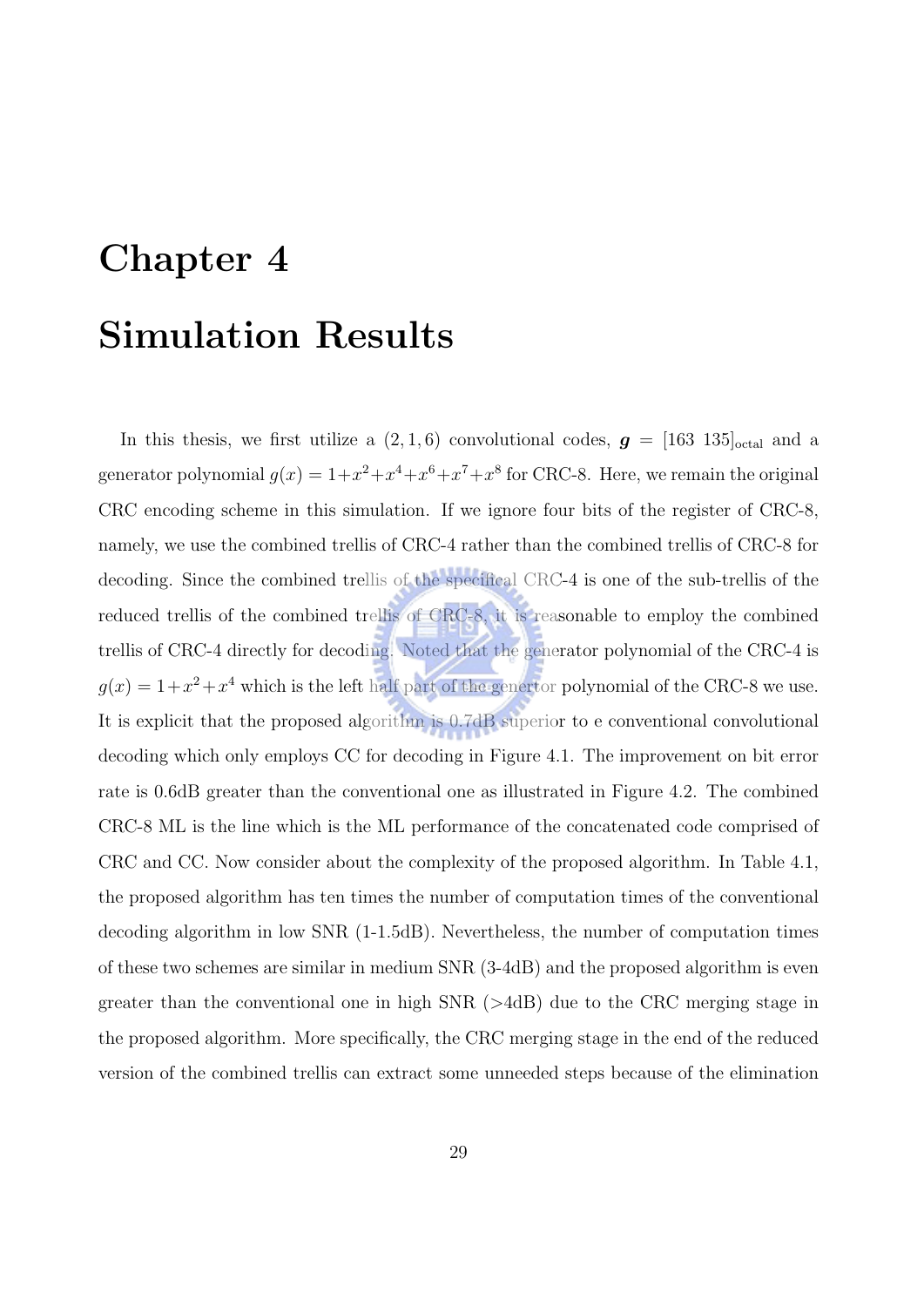# Chapter 4

# Simulation Results

In this thesis, we first utilize a $(2,1,6)$ convolutional codes, $\boldsymbol{g} = [163\ 135]_{\text{octal}}$ and a generator polynomial $g(x) = 1+x^2+x^4+x^6+x^7+x^8$ for CRC-8. Here, we remain the original CRC encoding scheme in this simulation. If we ignore four bits of the register of CRC-8, namely, we use the combined trellis of CRC-4 rather than the combined trellis of CRC-8 for decoding. Since the combined trellis of the specifical CRC-4 is one of the sub-trellis of the reduced trellis of the combined trellis of CRC-8, it is reasonable to employ the combined trellis of CRC-4 directly for decoding. Noted that the generator polynomial of the CRC-4 is $g(x) = 1+x^2+x^4$ which is the left half part of the genertor polynomial of the CRC-8 we use. It is explicit that the proposed algorithm is 0.7dB superior to e conventional convolutional decoding which only employs CC for decoding in Figure 4.1. The improvement on bit error rate is 0.6dB greater than the conventional one as illustrated in Figure 4.2. The combined CRC-8 ML is the line which is the ML performance of the concatenated code comprised of CRC and CC. Now consider about the complexity of the proposed algorithm. In Table 4.1, the proposed algorithm has ten times the number of computation times of the conventional decoding algorithm in low SNR (1-1.5dB). Nevertheless, the number of computation times of these two schemes are similar in medium SNR (3-4dB) and the proposed algorithm is even greater than the conventional one in high SNR (>4dB) due to the CRC merging stage in the proposed algorithm. More specifically, the CRC merging stage in the end of the reduced version of the combined trellis can extract some unneeded steps because of the elimination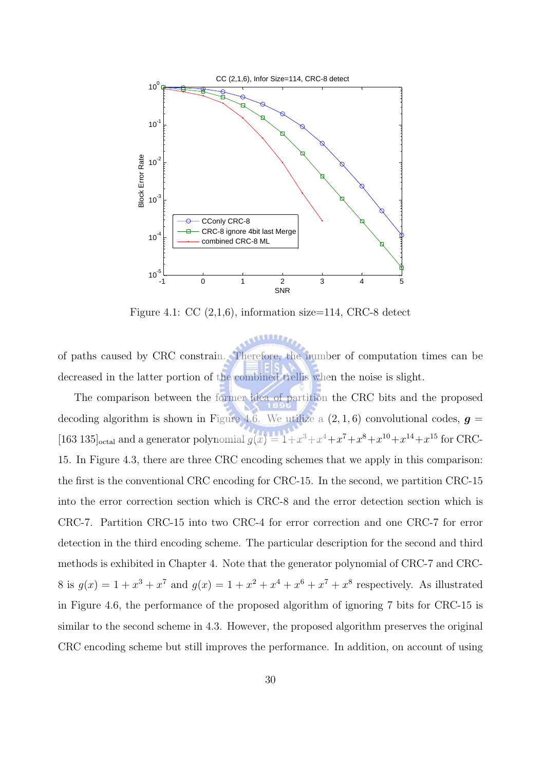Figure 4.1: CC (2,1,6), information size=114, CRC-8 detect

of paths caused by CRC constrain. Therefore, the number of computation times can be decreased in the latter portion of the combined trellis when the noise is slight.

The comparison between the former idea of partition the CRC bits and the proposed decoding algorithm is shown in Figure 4.6. We utilize a $(2, 1, 6)$ convolutional codes, $\boldsymbol{g} = [163\ 135]_{\text{octal}}$ and a generator polynomial $g(x) = 1+x^3+x^4+x^7+x^8+x^{10}+x^{14}+x^{15}$ for CRC-15. In Figure 4.3, there are three CRC encoding schemes that we apply in this comparison: the first is the conventional CRC encoding for CRC-15. In the second, we partition CRC-15 into the error correction section which is CRC-8 and the error detection section which is CRC-7. Partition CRC-15 into two CRC-4 for error correction and one CRC-7 for error detection in the third encoding scheme. The particular description for the second and third methods is exhibited in Chapter 4. Note that the generator polynomial of CRC-7 and CRC-8 is $g(x) = 1 + x^3 + x^7$ and $g(x) = 1 + x^2 + x^4 + x^6 + x^7 + x^8$ respectively. As illustrated in Figure 4.6, the performance of the proposed algorithm of ignoring 7 bits for CRC-15 is similar to the second scheme in 4.3. However, the proposed algorithm preserves the original CRC encoding scheme but still improves the performance. In addition, on account of using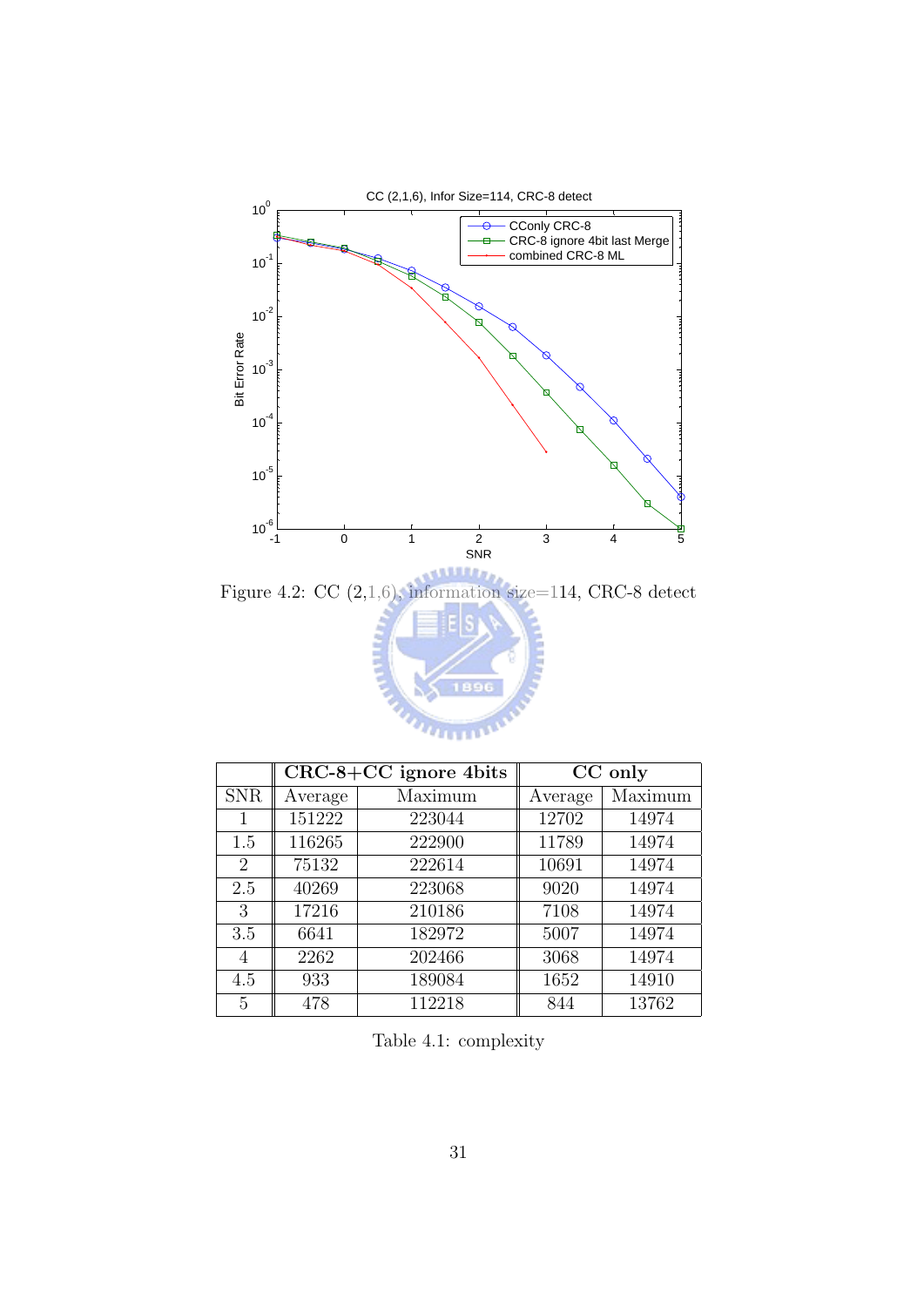Figure 4.2: CC (2,1,6), information size=114, CRC-8 detect

| | CRC-8+CC ignore 4bits | | CC only | |
|---|---|---|---|---|
| SNR | Average | Maximum | Average | Maximum |
| 1 | 151222 | 223044 | 12702 | 14974 |
| 1.5 | 116265 | 222900 | 11789 | 14974 |
| 2 | 75132 | 222614 | 10691 | 14974 |
| 2.5 | 40269 | 223068 | 9020 | 14974 |
| 3 | 17216 | 210186 | 7108 | 14974 |
| 3.5 | 6641 | 182972 | 5007 | 14974 |
| 4 | 2262 | 202466 | 3068 | 14974 |
| 4.5 | 933 | 189084 | 1652 | 14910 |
| 5 | 478 | 112218 | 844 | 13762 |

Table 4.1: complexity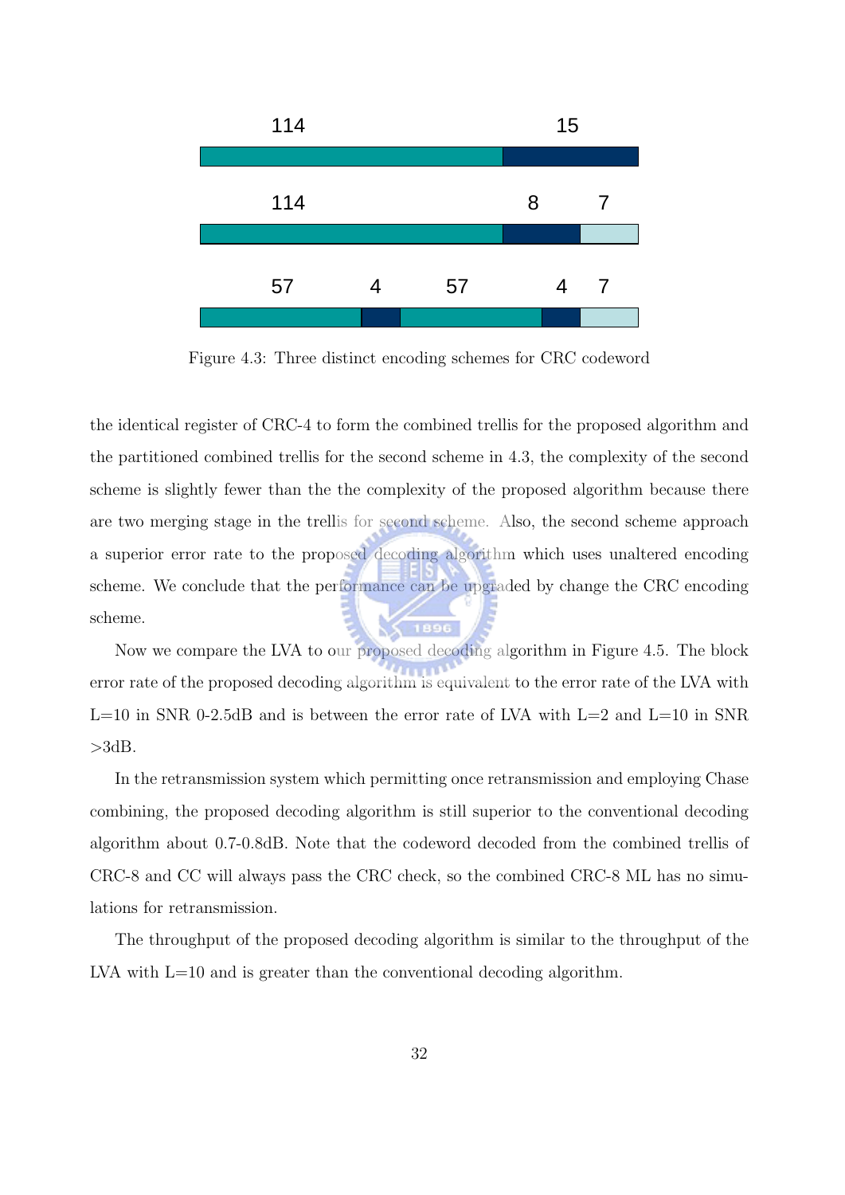114 15

114 8 7

57 4 57 4 7

Figure 4.3: Three distinct encoding schemes for CRC codeword

the identical register of CRC-4 to form the combined trellis for the proposed algorithm and the partitioned combined trellis for the second scheme in 4.3, the complexity of the second scheme is slightly fewer than the the complexity of the proposed algorithm because there are two merging stage in the trellis for second scheme. Also, the second scheme approach a superior error rate to the proposed decoding algorithm which uses unaltered encoding scheme. We conclude that the performance can be upgraded by change the CRC encoding scheme.

Now we compare the LVA to our proposed decoding algorithm in Figure 4.5. The block error rate of the proposed decoding algorithm is equivalent to the error rate of the LVA with L=10 in SNR 0-2.5dB and is between the error rate of LVA with L=2 and L=10 in SNR >3dB.

In the retransmission system which permitting once retransmission and employing Chase combining, the proposed decoding algorithm is still superior to the conventional decoding algorithm about 0.7-0.8dB. Note that the codeword decoded from the combined trellis of CRC-8 and CC will always pass the CRC check, so the combined CRC-8 ML has no simulations for retransmission.

The throughput of the proposed decoding algorithm is similar to the throughput of the LVA with L=10 and is greater than the conventional decoding algorithm.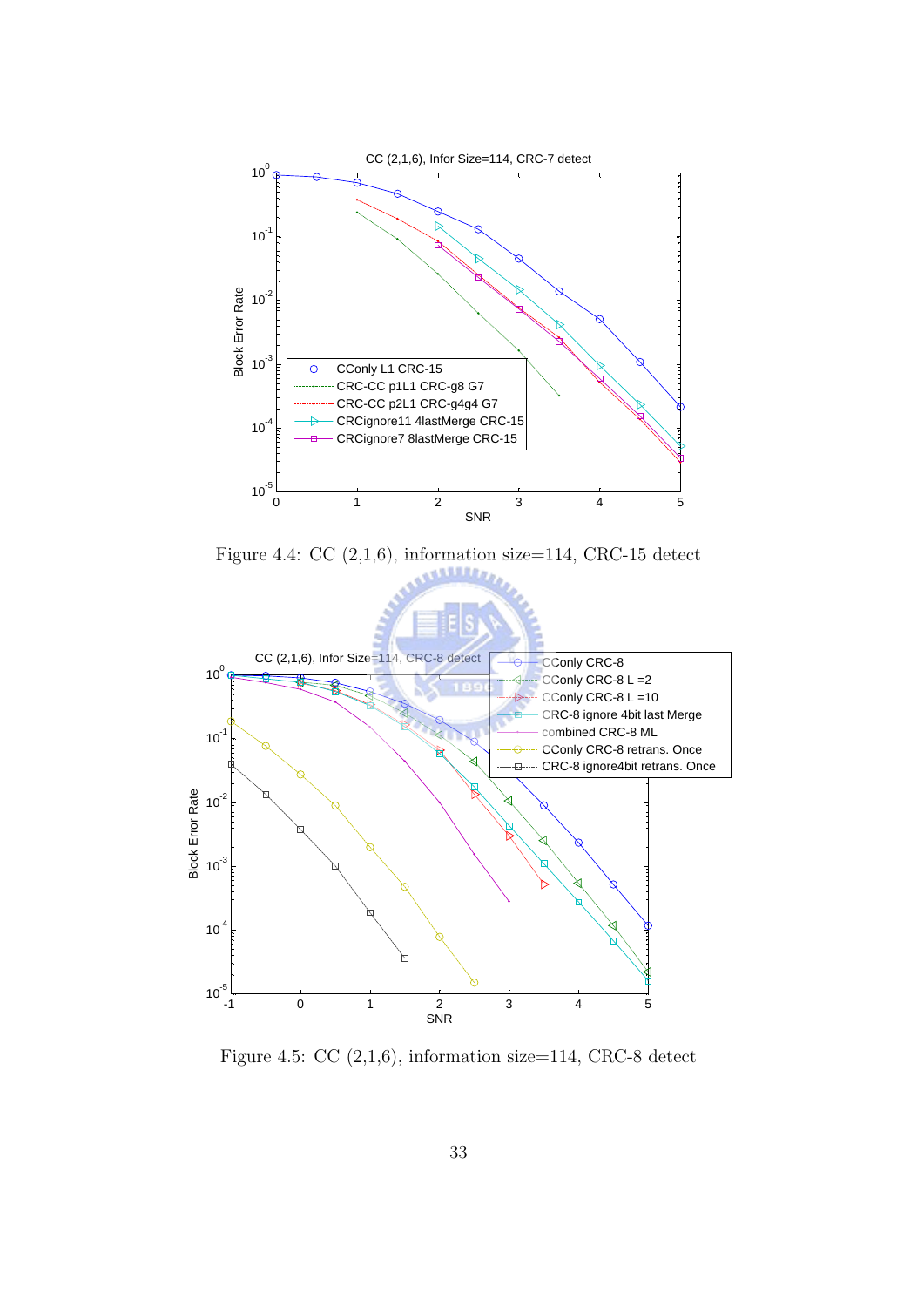Figure 4.4: CC (2,1,6), information size=114, CRC-15 detect

Figure 4.5: CC (2,1,6), information size=114, CRC-8 detect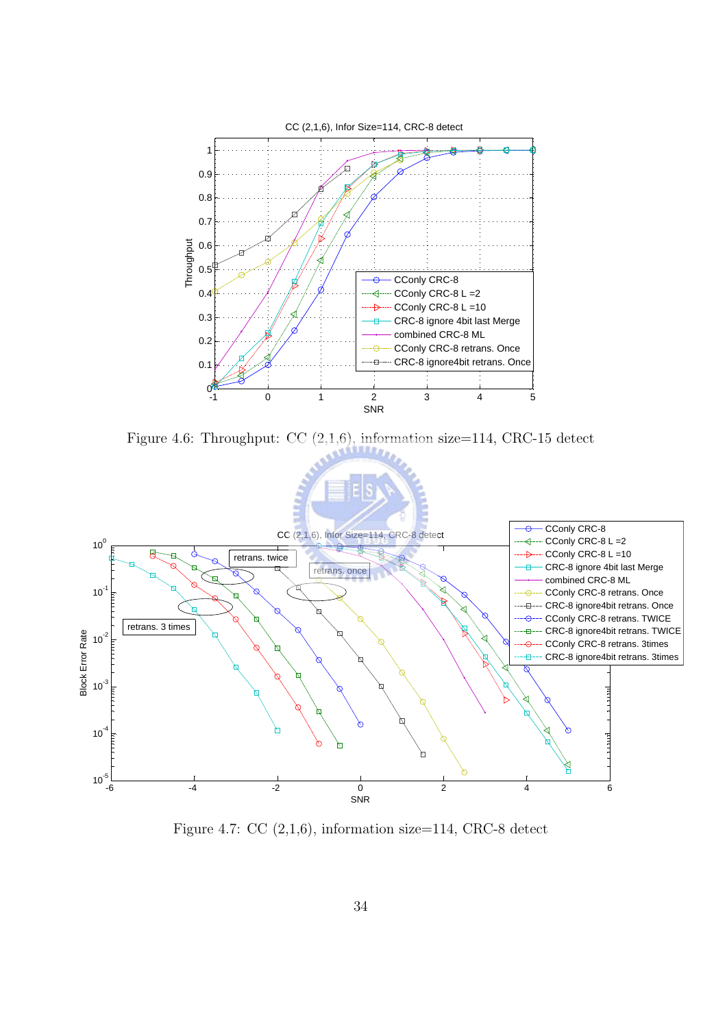Figure 4.6: Throughput: CC (2,1,6), information size=114, CRC-15 detect

Figure 4.7: CC (2,1,6), information size=114, CRC-8 detect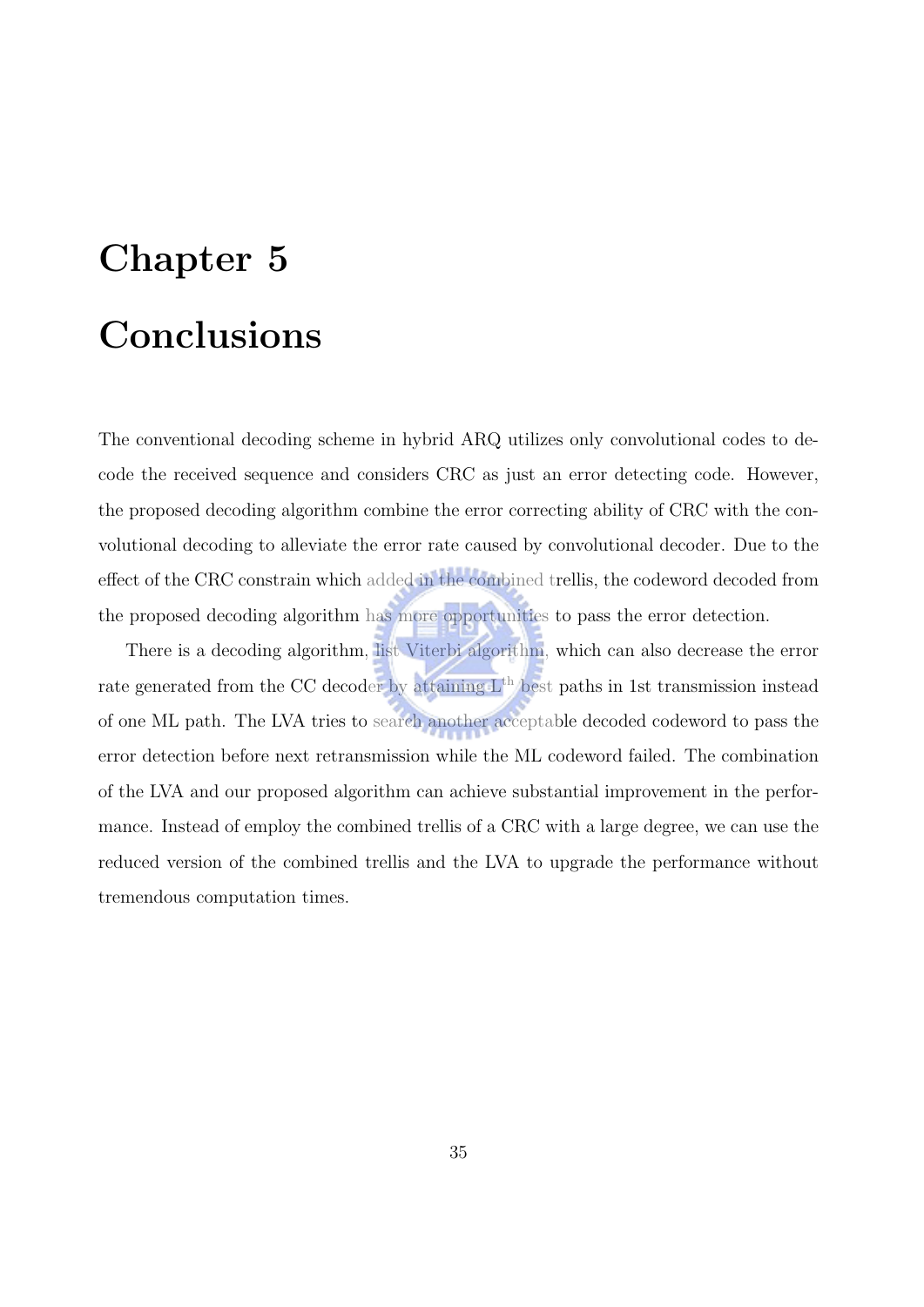# Chapter 5

# Conclusions

The conventional decoding scheme in hybrid ARQ utilizes only convolutional codes to decode the received sequence and considers CRC as just an error detecting code. However, the proposed decoding algorithm combine the error correcting ability of CRC with the convolutional decoding to alleviate the error rate caused by convolutional decoder. Due to the effect of the CRC constrain which added in the combined trellis, the codeword decoded from the proposed decoding algorithm has more opportunities to pass the error detection.

There is a decoding algorithm, list Viterbi algorithm, which can also decrease the error rate generated from the CC decoder by attaining $L^{th}$ best paths in 1st transmission instead of one ML path. The LVA tries to search another acceptable decoded codeword to pass the error detection before next retransmission while the ML codeword failed. The combination of the LVA and our proposed algorithm can achieve substantial improvement in the performance. Instead of employ the combined trellis of a CRC with a large degree, we can use the reduced version of the combined trellis and the LVA to upgrade the performance without tremendous computation times.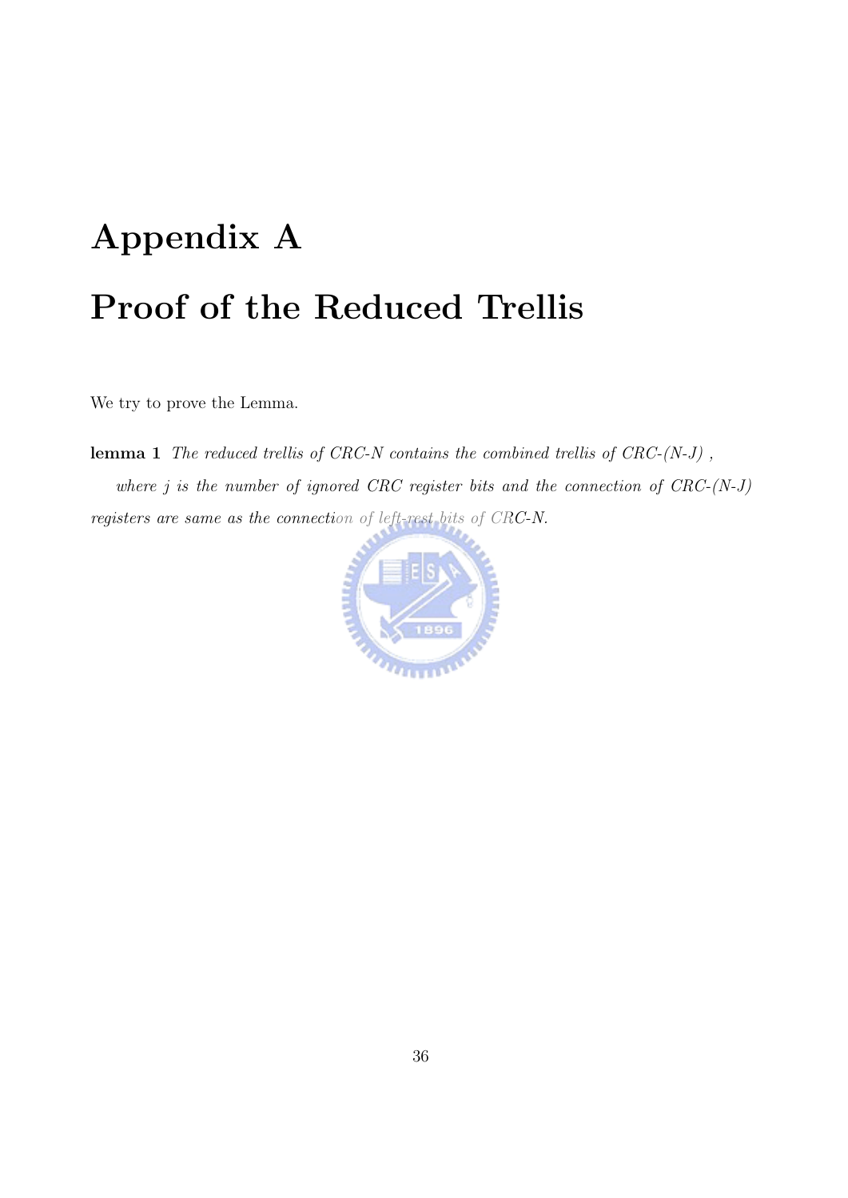# Appendix A

# Proof of the Reduced Trellis

We try to prove the Lemma.

**lemma 1** *The reduced trellis of CRC-N contains the combined trellis of CRC-(N-J) , where j is the number of ignored CRC register bits and the connection of CRC-(N-J) registers are same as the connection of left-rest bits of CRC-N.*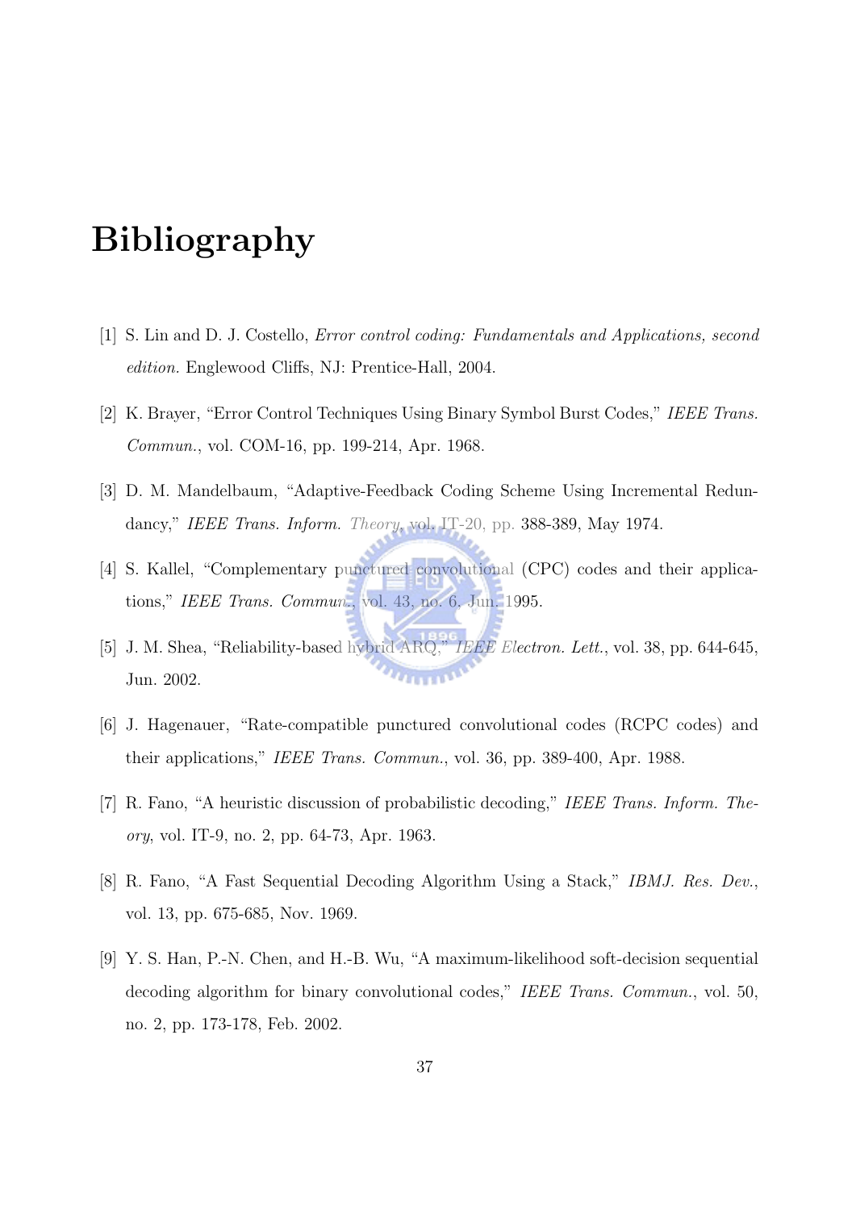# Bibliography

[1] S. Lin and D. J. Costello, *Error control coding: Fundamentals and Applications, second edition.* Englewood Cliffs, NJ: Prentice-Hall, 2004.

[2] K. Brayer, "Error Control Techniques Using Binary Symbol Burst Codes," *IEEE Trans. Commun.*, vol. COM-16, pp. 199-214, Apr. 1968.

[3] D. M. Mandelbaum, "Adaptive-Feedback Coding Scheme Using Incremental Redundancy," *IEEE Trans. Inform. Theory*, vol. IT-20, pp. 388-389, May 1974.

[4] S. Kallel, "Complementary punctured convolutional (CPC) codes and their applications," *IEEE Trans. Commun.*, vol. 43, no. 6, Jun. 1995.

[5] J. M. Shea, "Reliability-based hybrid ARQ," *IEEE Electron. Lett.*, vol. 38, pp. 644-645, Jun. 2002.

[6] J. Hagenauer, "Rate-compatible punctured convolutional codes (RCPC codes) and their applications," *IEEE Trans. Commun.*, vol. 36, pp. 389-400, Apr. 1988.

[7] R. Fano, "A heuristic discussion of probabilistic decoding," *IEEE Trans. Inform. Theory*, vol. IT-9, no. 2, pp. 64-73, Apr. 1963.

[8] R. Fano, "A Fast Sequential Decoding Algorithm Using a Stack," *IBMJ. Res. Dev.*, vol. 13, pp. 675-685, Nov. 1969.

[9] Y. S. Han, P.-N. Chen, and H.-B. Wu, "A maximum-likelihood soft-decision sequential decoding algorithm for binary convolutional codes," *IEEE Trans. Commun.*, vol. 50, no. 2, pp. 173-178, Feb. 2002.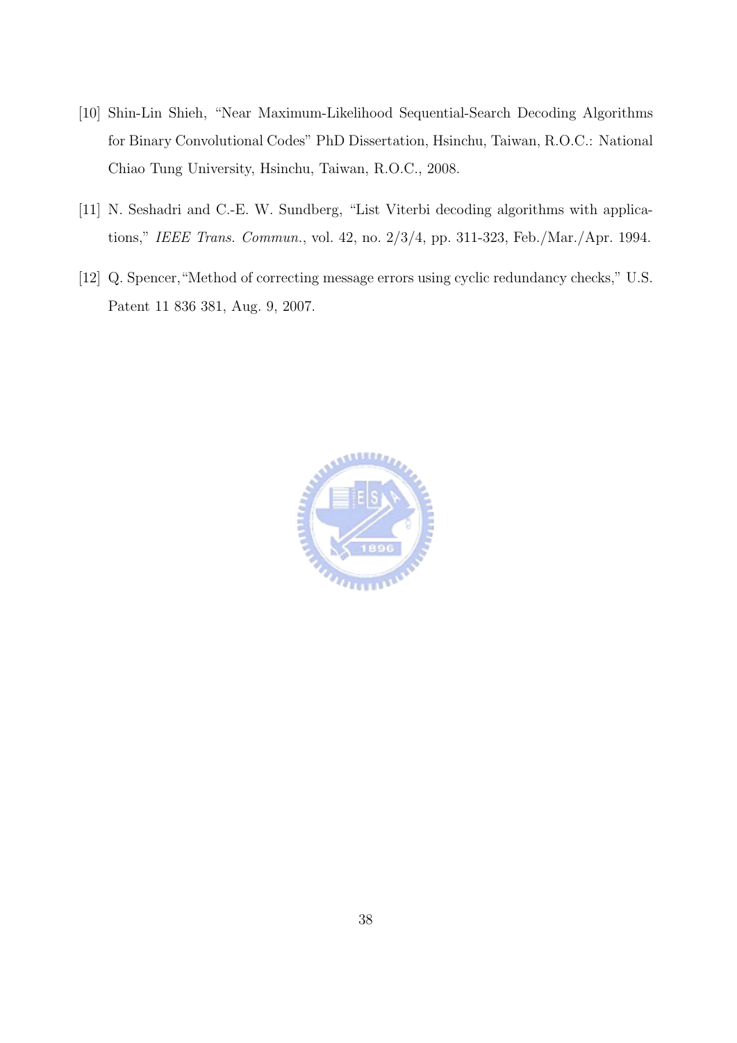[10] Shin-Lin Shieh, "Near Maximum-Likelihood Sequential-Search Decoding Algorithms for Binary Convolutional Codes" PhD Dissertation, Hsinchu, Taiwan, R.O.C.: National Chiao Tung University, Hsinchu, Taiwan, R.O.C., 2008.

[11] N. Seshadri and C.-E. W. Sundberg, "List Viterbi decoding algorithms with applications," *IEEE Trans. Commun.*, vol. 42, no. 2/3/4, pp. 311-323, Feb./Mar./Apr. 1994.

[12] Q. Spencer, "Method of correcting message errors using cyclic redundancy checks," U.S. Patent 11 836 381, Aug. 9, 2007.